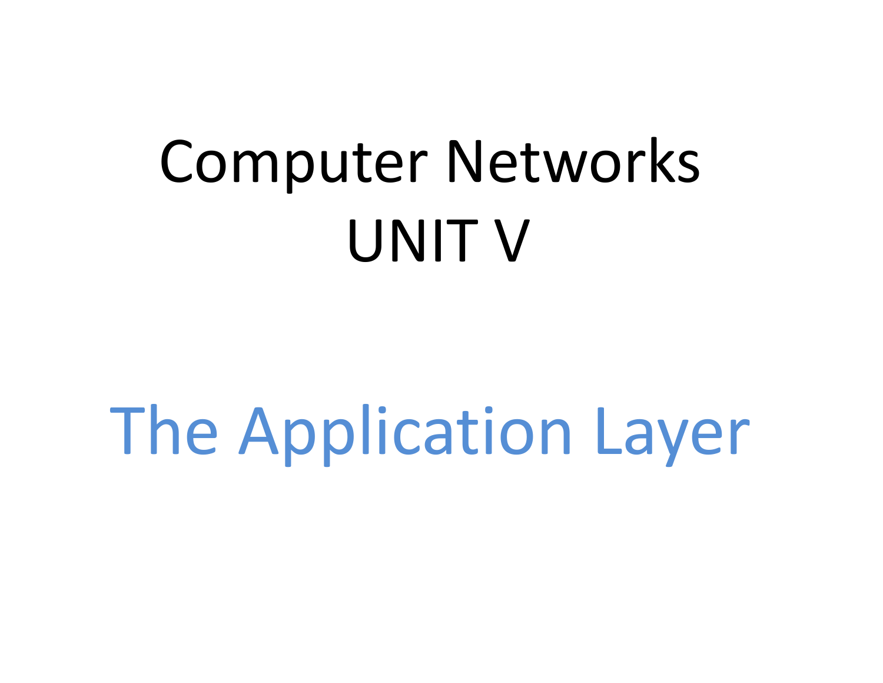# Computer Networks
# UNIT V

## The Application Layer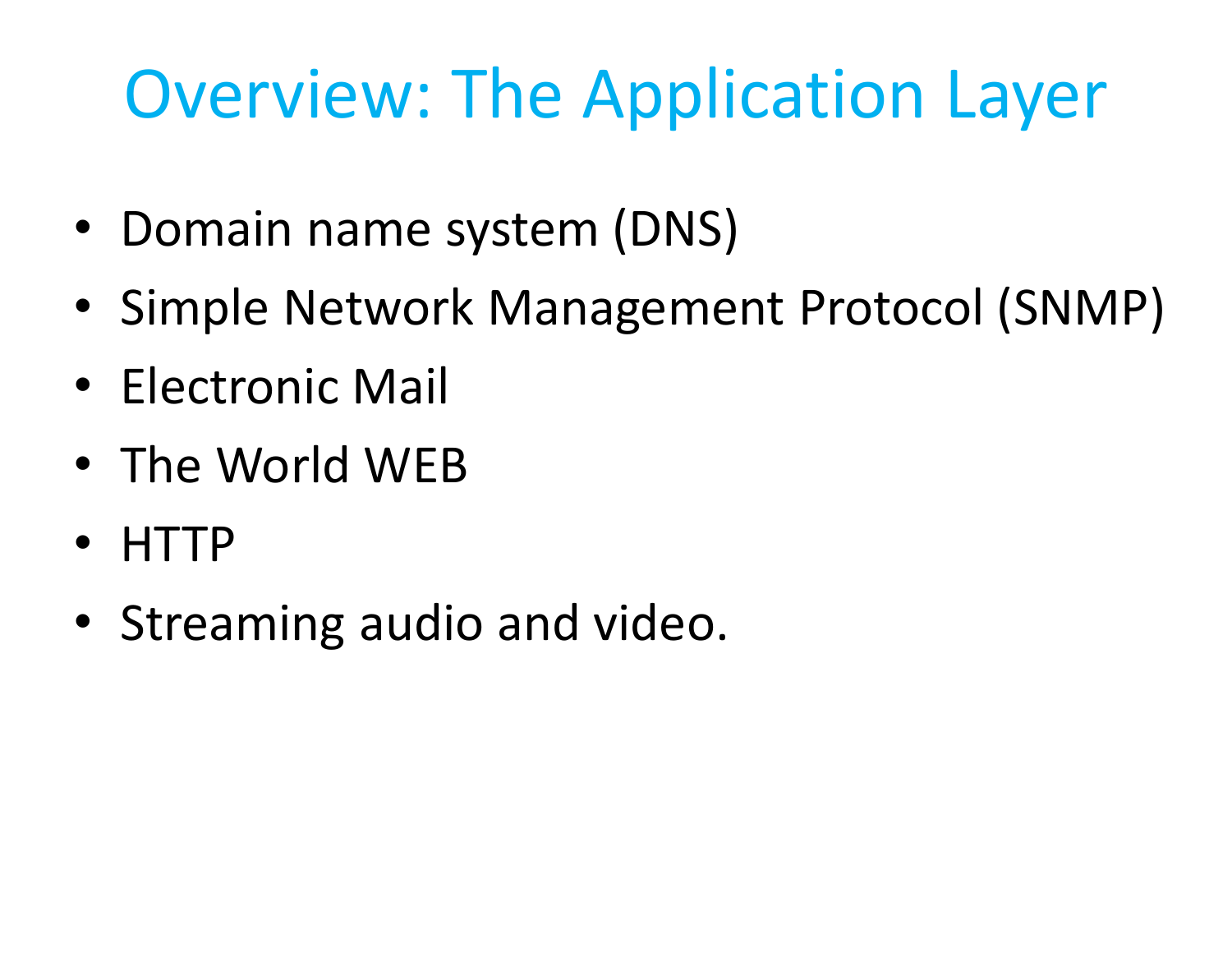# Overview: The Application Layer

- Domain name system (DNS)
- Simple Network Management Protocol (SNMP)
- Electronic Mail
- The World WEB
- HTTP
- Streaming audio and video.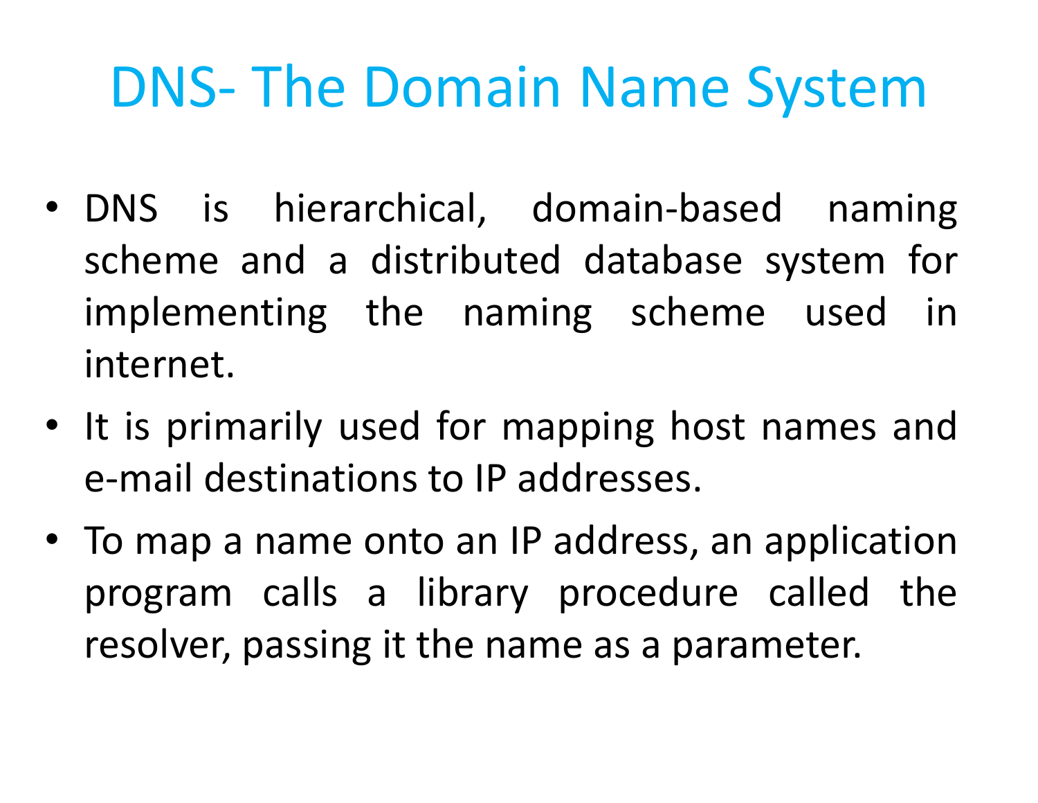# DNS- The Domain Name System

- DNS is hierarchical, domain-based naming scheme and a distributed database system for implementing the naming scheme used in internet.
- It is primarily used for mapping host names and e-mail destinations to IP addresses.
- To map a name onto an IP address, an application program calls a library procedure called the resolver, passing it the name as a parameter.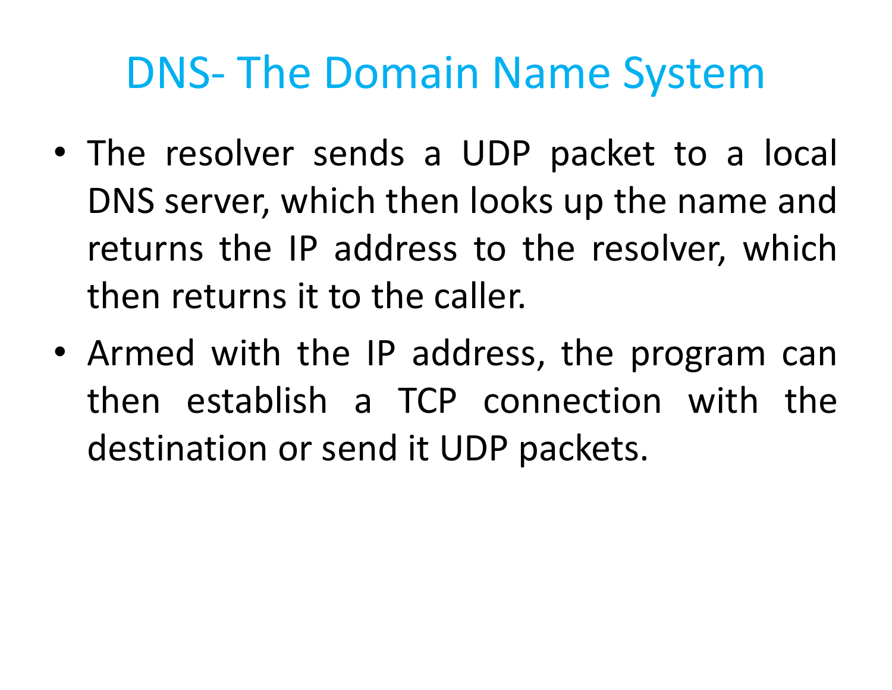# DNS- The Domain Name System

- The resolver sends a UDP packet to a local DNS server, which then looks up the name and returns the IP address to the resolver, which then returns it to the caller.
- Armed with the IP address, the program can then establish a TCP connection with the destination or send it UDP packets.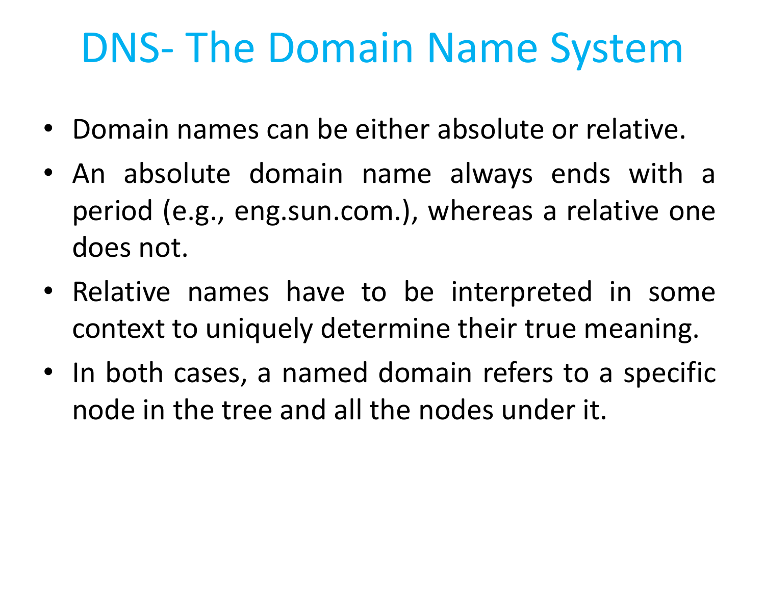# DNS- The Domain Name System

- Domain names can be either absolute or relative.
- An absolute domain name always ends with a period (e.g., eng.sun.com.), whereas a relative one does not.
- Relative names have to be interpreted in some context to uniquely determine their true meaning.
- In both cases, a named domain refers to a specific node in the tree and all the nodes under it.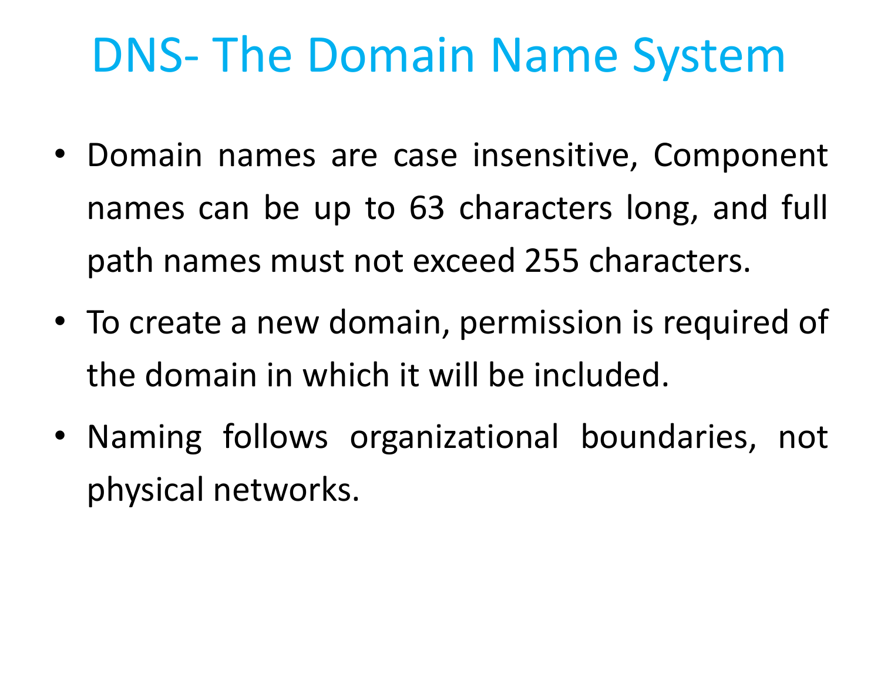# DNS- The Domain Name System

- Domain names are case insensitive, Component names can be up to 63 characters long, and full path names must not exceed 255 characters.
- To create a new domain, permission is required of the domain in which it will be included.
- Naming follows organizational boundaries, not physical networks.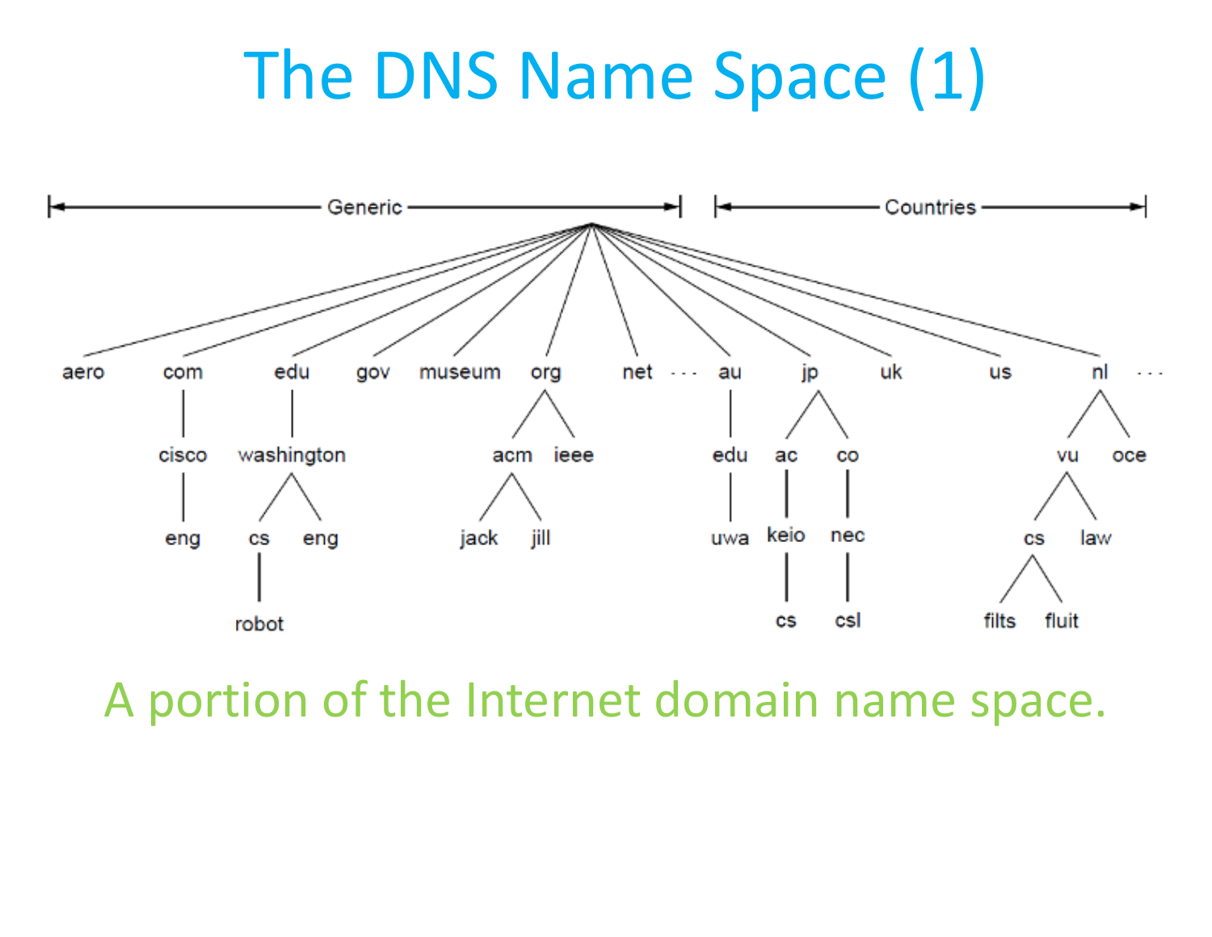# The DNS Name Space (1)

```
|<------------------ Generic ------------------>| |<-------------- Countries -------------->|

aero   com    edu         gov  museum  org        net ...  au    jp          uk   us   nl        ...
        |      |                        /  \               |    /  \                  /  \
      cisco  washington               acm   ieee          edu  ac    co              vu    oce
        |      /   \                  /  \                 |    |     |             /  \
       eng   cs    eng             jack   jill            uwa  keio  nec           cs   law
              |                                                 |     |           /  \
            robot                                              cs    csl       filts  fluit
```

A portion of the Internet domain name space.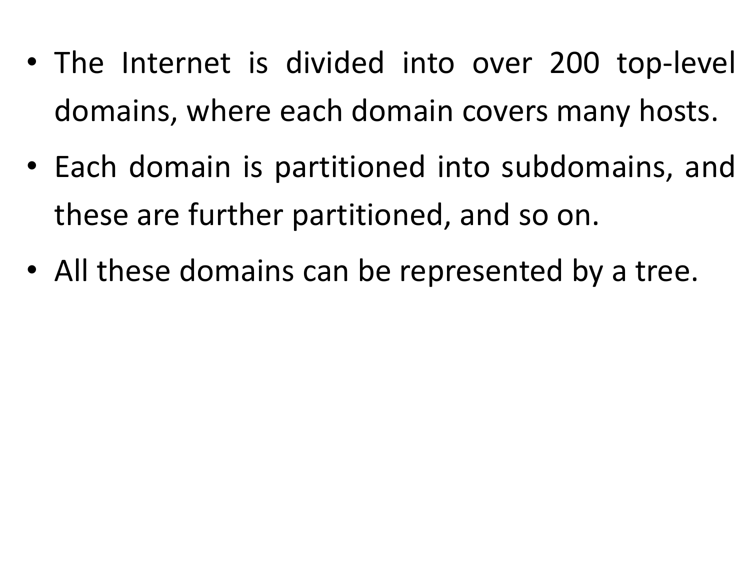- The Internet is divided into over 200 top-level domains, where each domain covers many hosts.
- Each domain is partitioned into subdomains, and these are further partitioned, and so on.
- All these domains can be represented by a tree.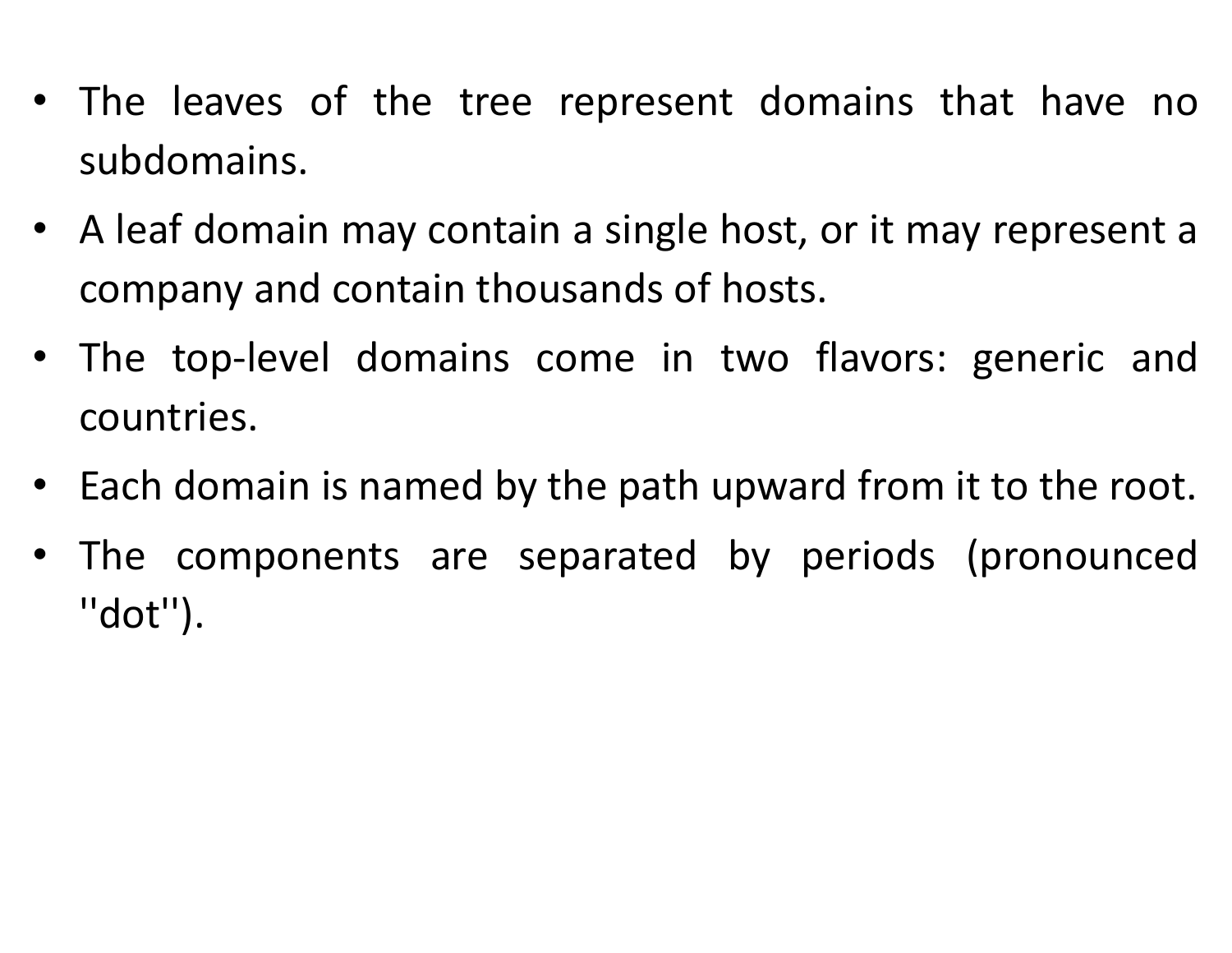- The leaves of the tree represent domains that have no subdomains.
- A leaf domain may contain a single host, or it may represent a company and contain thousands of hosts.
- The top-level domains come in two flavors: generic and countries.
- Each domain is named by the path upward from it to the root.
- The components are separated by periods (pronounced ''dot'').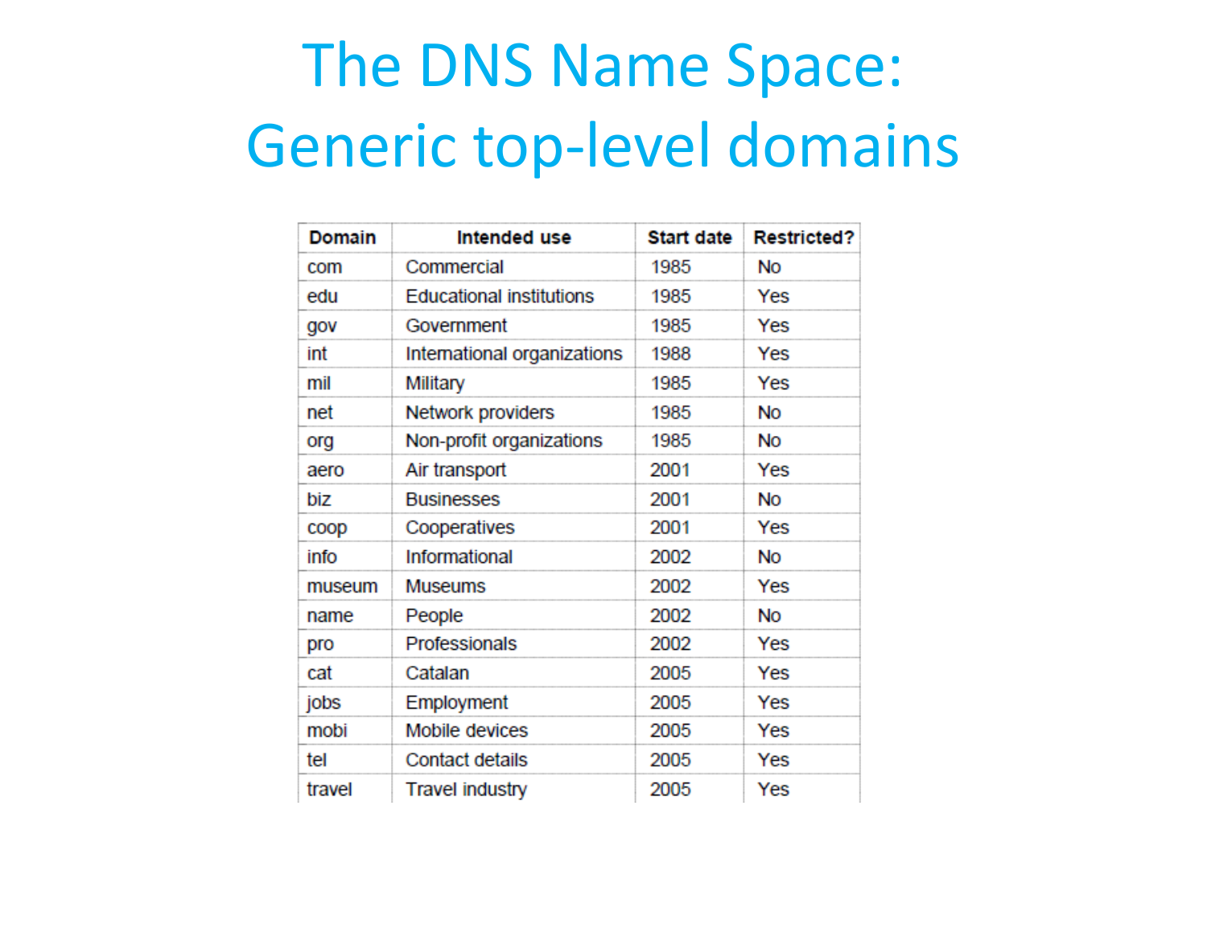# The DNS Name Space: Generic top-level domains

| Domain | Intended use | Start date | Restricted? |
| --- | --- | --- | --- |
| com | Commercial | 1985 | No |
| edu | Educational institutions | 1985 | Yes |
| gov | Government | 1985 | Yes |
| int | International organizations | 1988 | Yes |
| mil | Military | 1985 | Yes |
| net | Network providers | 1985 | No |
| org | Non-profit organizations | 1985 | No |
| aero | Air transport | 2001 | Yes |
| biz | Businesses | 2001 | No |
| coop | Cooperatives | 2001 | Yes |
| info | Informational | 2002 | No |
| museum | Museums | 2002 | Yes |
| name | People | 2002 | No |
| pro | Professionals | 2002 | Yes |
| cat | Catalan | 2005 | Yes |
| jobs | Employment | 2005 | Yes |
| mobi | Mobile devices | 2005 | Yes |
| tel | Contact details | 2005 | Yes |
| travel | Travel industry | 2005 | Yes |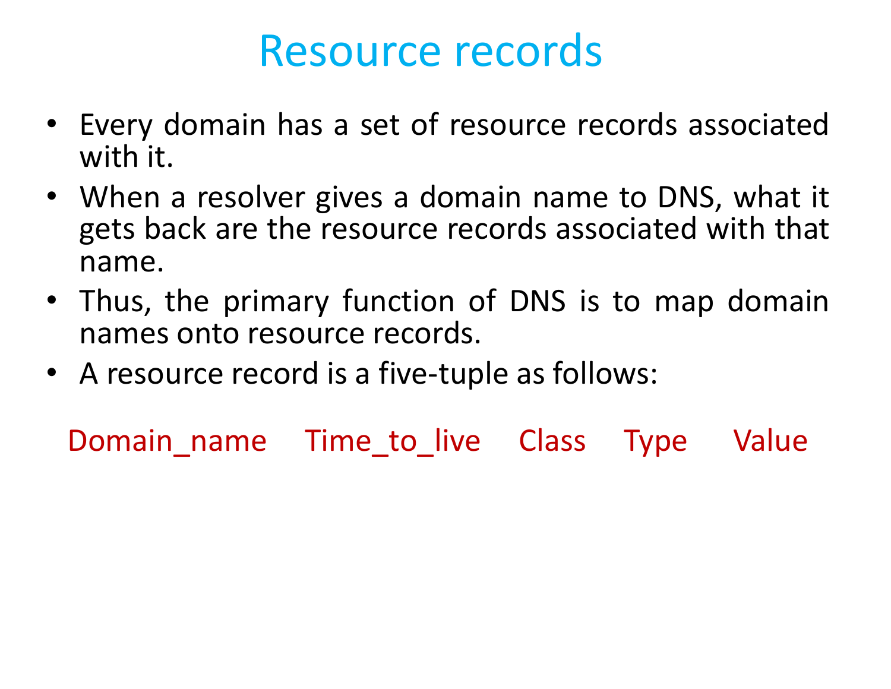# Resource records

- Every domain has a set of resource records associated with it.
- When a resolver gives a domain name to DNS, what it gets back are the resource records associated with that name.
- Thus, the primary function of DNS is to map domain names onto resource records.
- A resource record is a five-tuple as follows:

Domain_name    Time_to_live    Class    Type    Value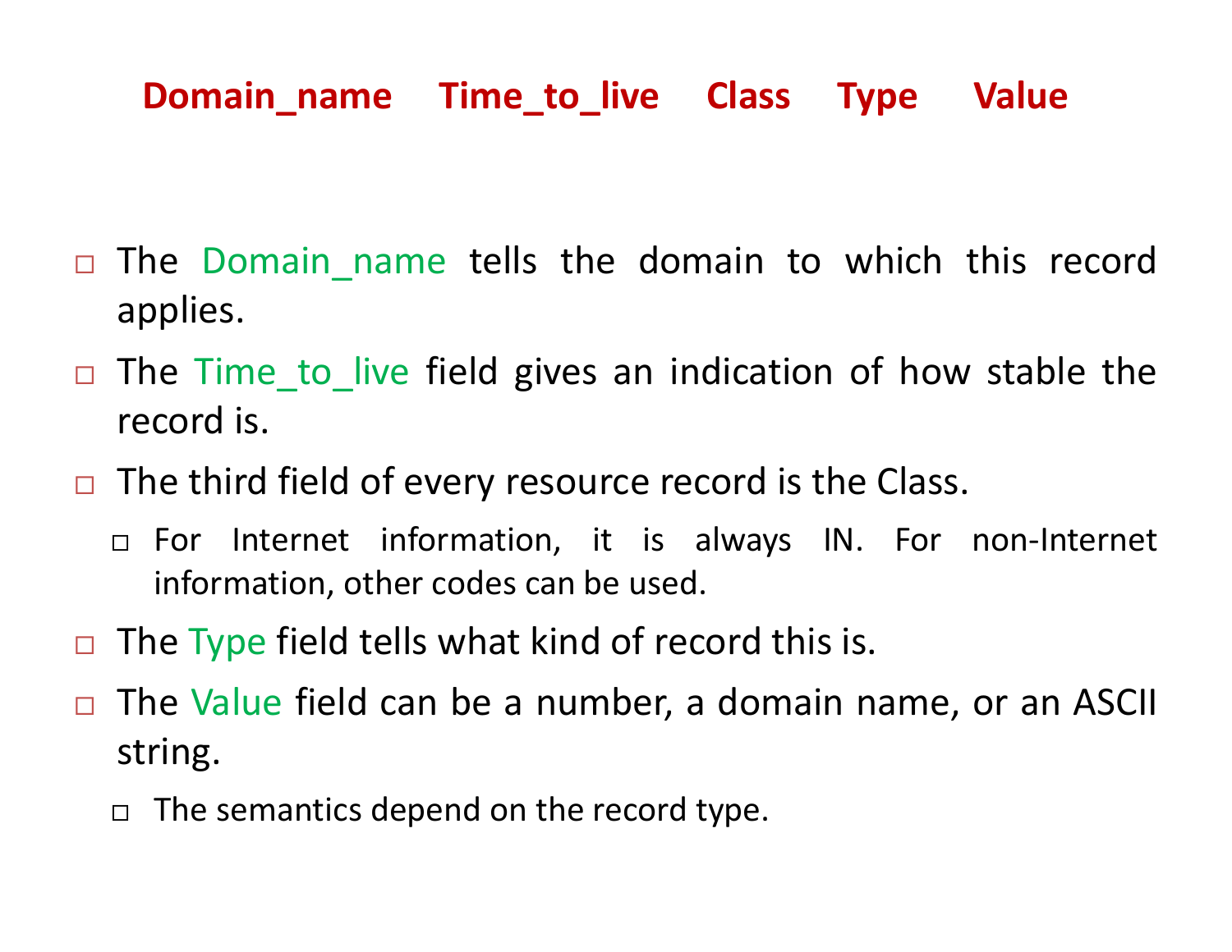**Domain_name Time_to_live Class Type Value**

- The Domain_name tells the domain to which this record applies.
- The Time_to_live field gives an indication of how stable the record is.
- The third field of every resource record is the Class.
  - For Internet information, it is always IN. For non-Internet information, other codes can be used.
- The Type field tells what kind of record this is.
- The Value field can be a number, a domain name, or an ASCII string.
  - The semantics depend on the record type.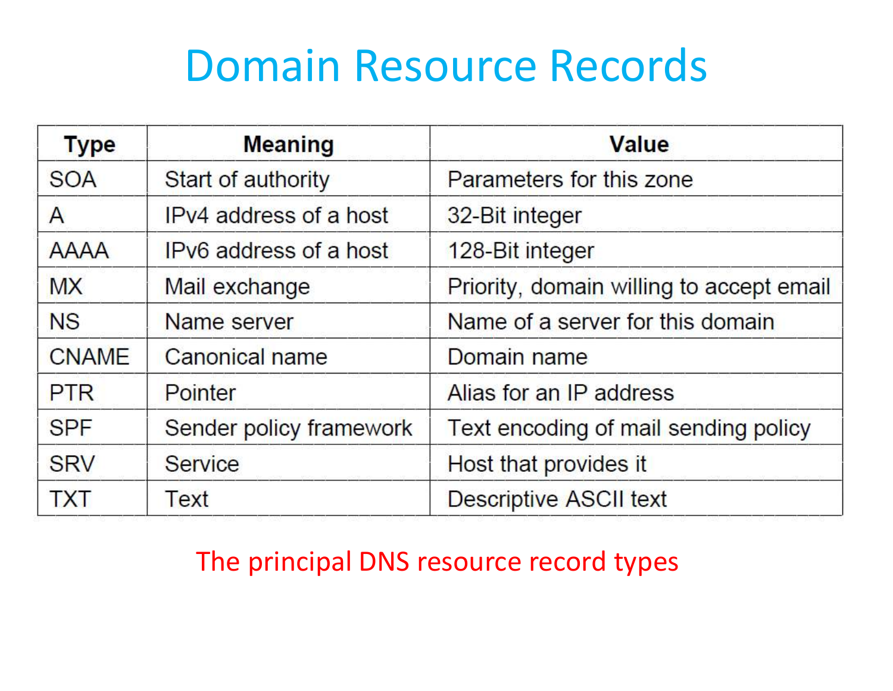# Domain Resource Records

| Type | Meaning | Value |
|---|---|---|
| SOA | Start of authority | Parameters for this zone |
| A | IPv4 address of a host | 32-Bit integer |
| AAAA | IPv6 address of a host | 128-Bit integer |
| MX | Mail exchange | Priority, domain willing to accept email |
| NS | Name server | Name of a server for this domain |
| CNAME | Canonical name | Domain name |
| PTR | Pointer | Alias for an IP address |
| SPF | Sender policy framework | Text encoding of mail sending policy |
| SRV | Service | Host that provides it |
| TXT | Text | Descriptive ASCII text |

The principal DNS resource record types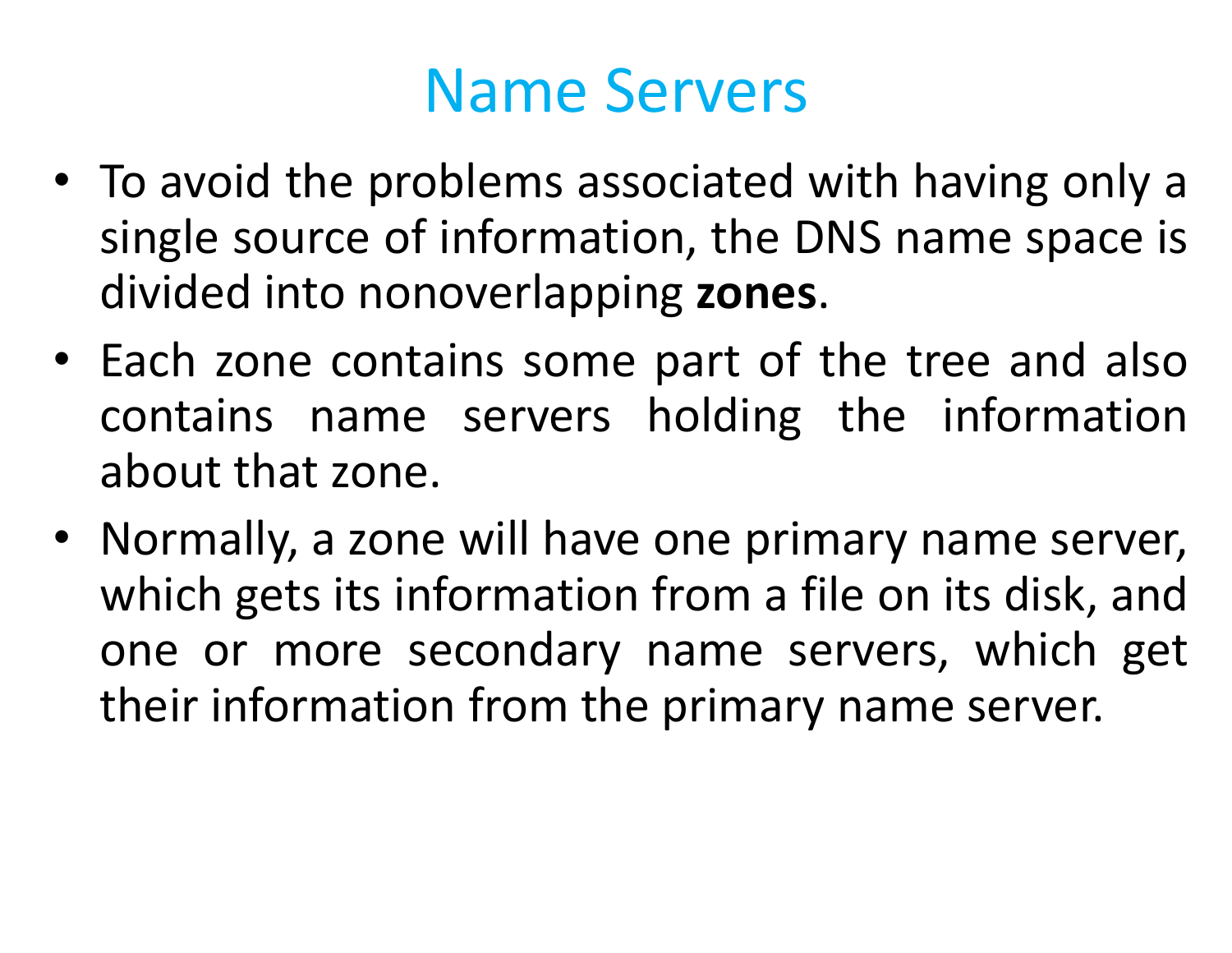# Name Servers

- To avoid the problems associated with having only a single source of information, the DNS name space is divided into nonoverlapping **zones**.
- Each zone contains some part of the tree and also contains name servers holding the information about that zone.
- Normally, a zone will have one primary name server, which gets its information from a file on its disk, and one or more secondary name servers, which get their information from the primary name server.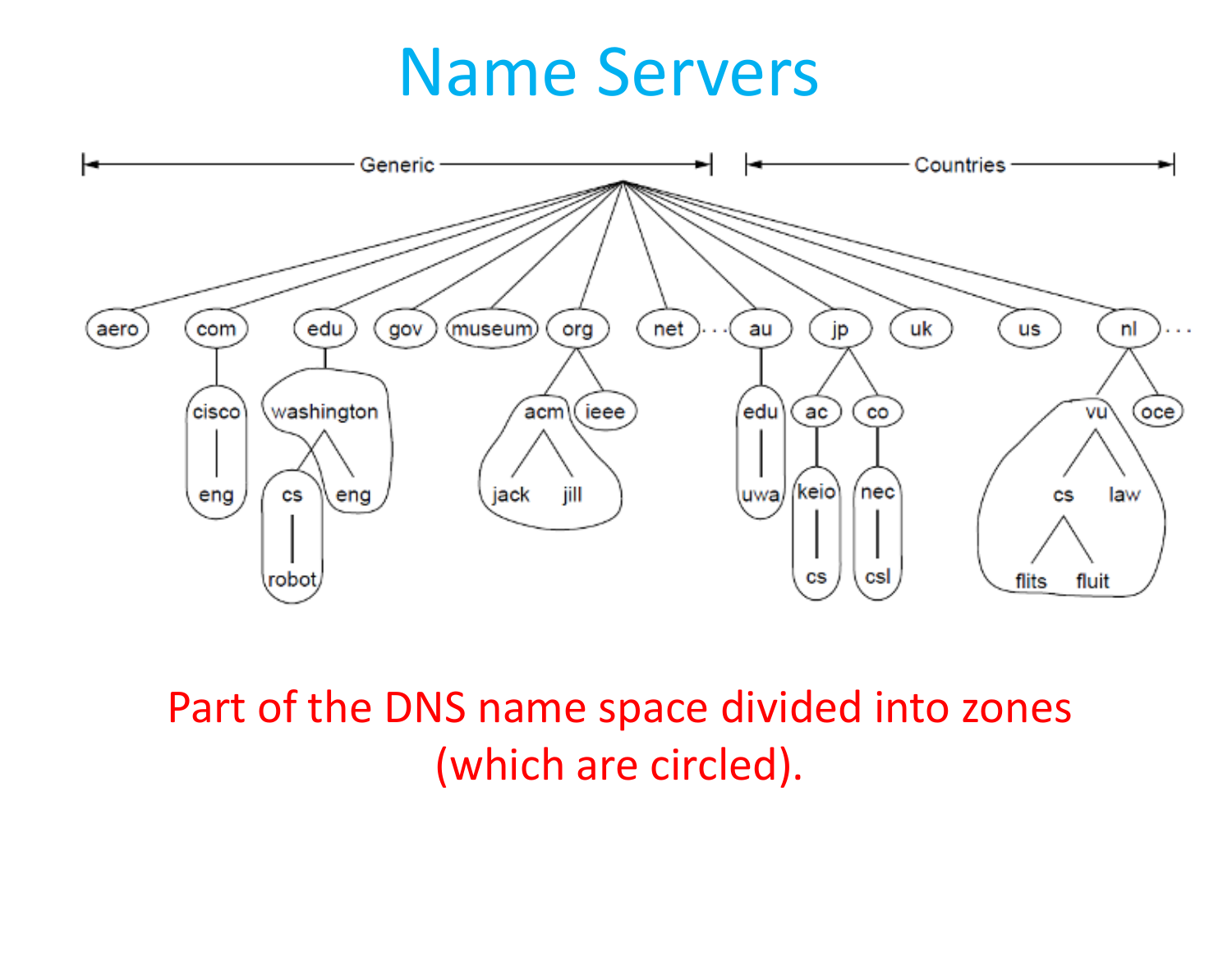# Name Servers

Part of the DNS name space divided into zones (which are circled).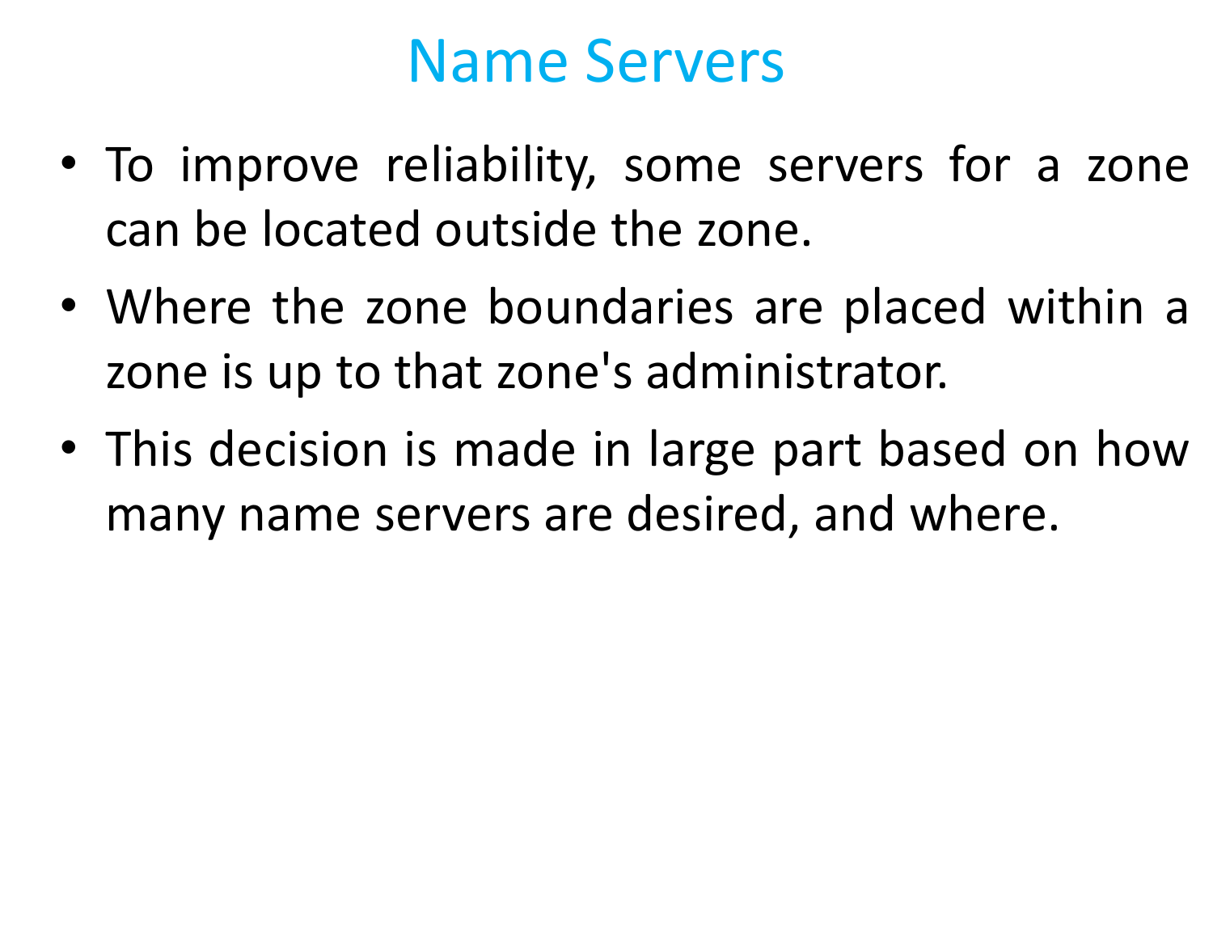# Name Servers

- To improve reliability, some servers for a zone can be located outside the zone.
- Where the zone boundaries are placed within a zone is up to that zone's administrator.
- This decision is made in large part based on how many name servers are desired, and where.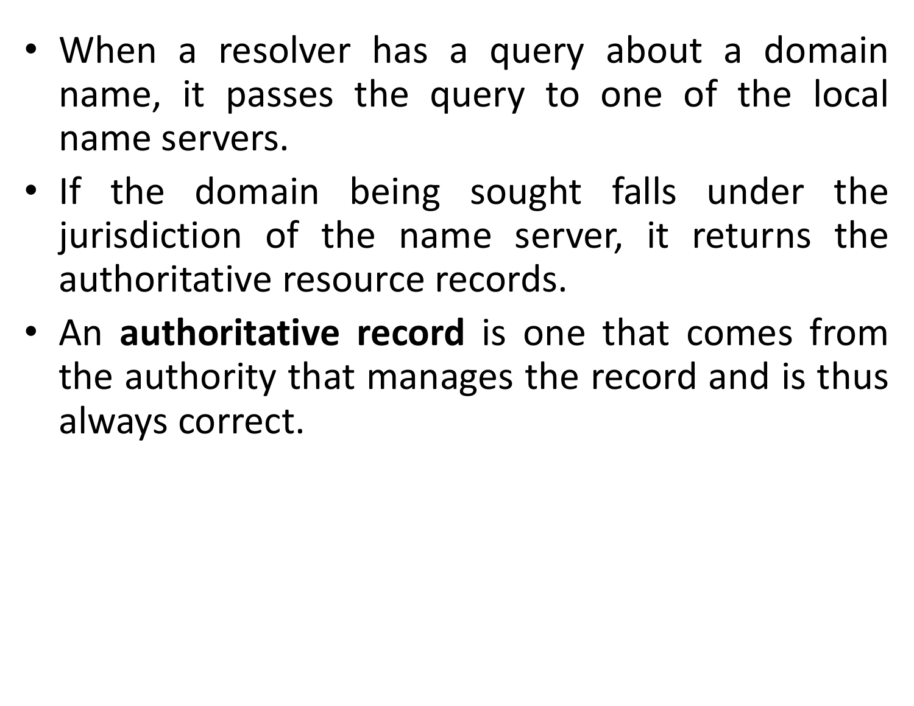- When a resolver has a query about a domain name, it passes the query to one of the local name servers.
- If the domain being sought falls under the jurisdiction of the name server, it returns the authoritative resource records.
- An **authoritative record** is one that comes from the authority that manages the record and is thus always correct.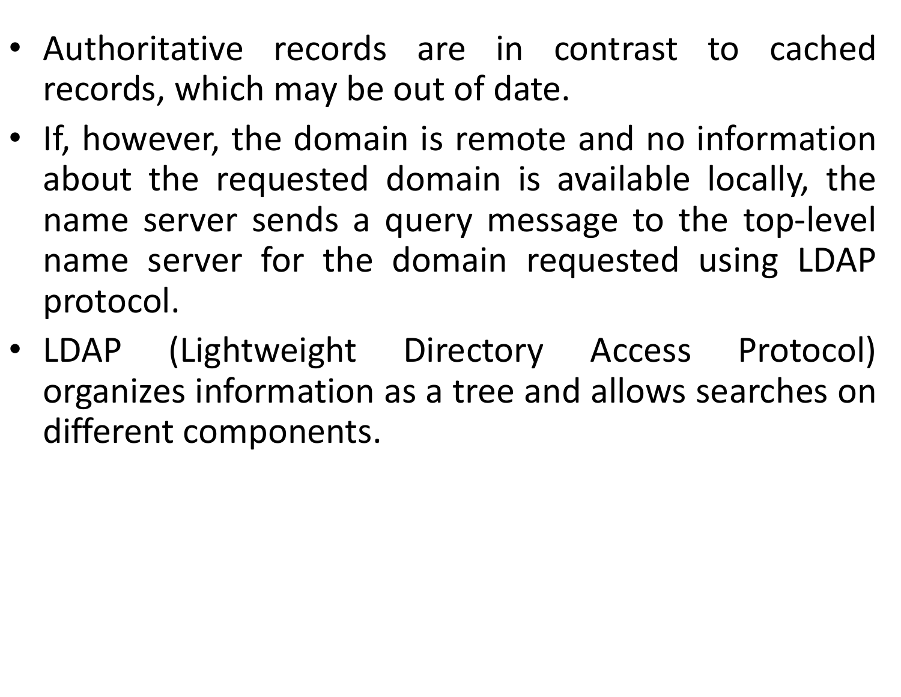- Authoritative records are in contrast to cached records, which may be out of date.
- If, however, the domain is remote and no information about the requested domain is available locally, the name server sends a query message to the top-level name server for the domain requested using LDAP protocol.
- LDAP (Lightweight Directory Access Protocol) organizes information as a tree and allows searches on different components.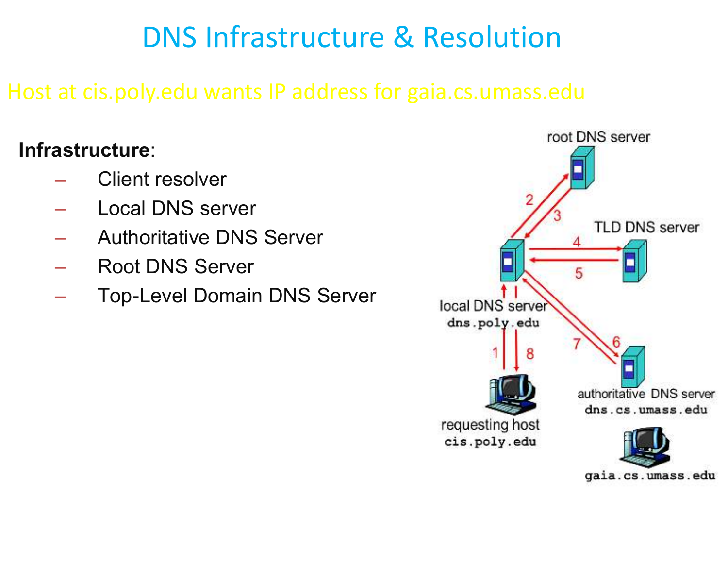# DNS Infrastructure & Resolution

Host at cis.poly.edu wants IP address for gaia.cs.umass.edu

**Infrastructure**:

- Client resolver
- Local DNS server
- Authoritative DNS Server
- Root DNS Server
- Top-Level Domain DNS Server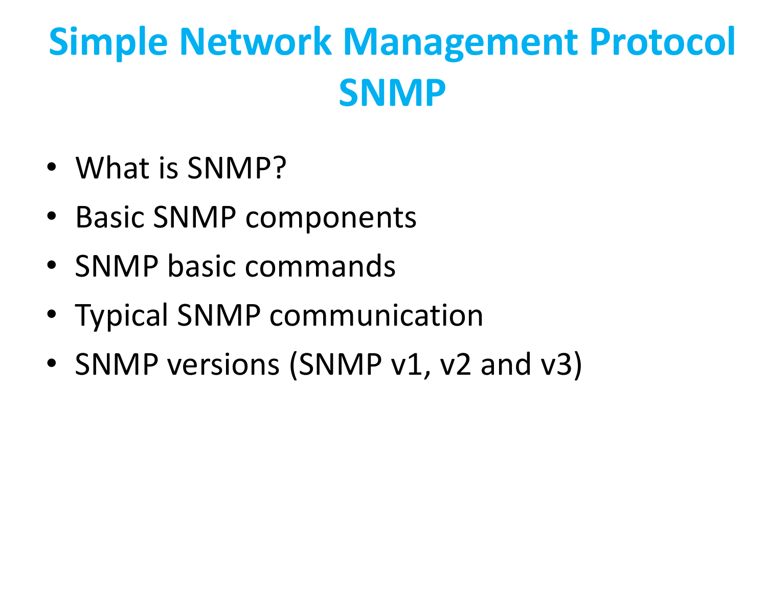# Simple Network Management Protocol SNMP

- What is SNMP?
- Basic SNMP components
- SNMP basic commands
- Typical SNMP communication
- SNMP versions (SNMP v1, v2 and v3)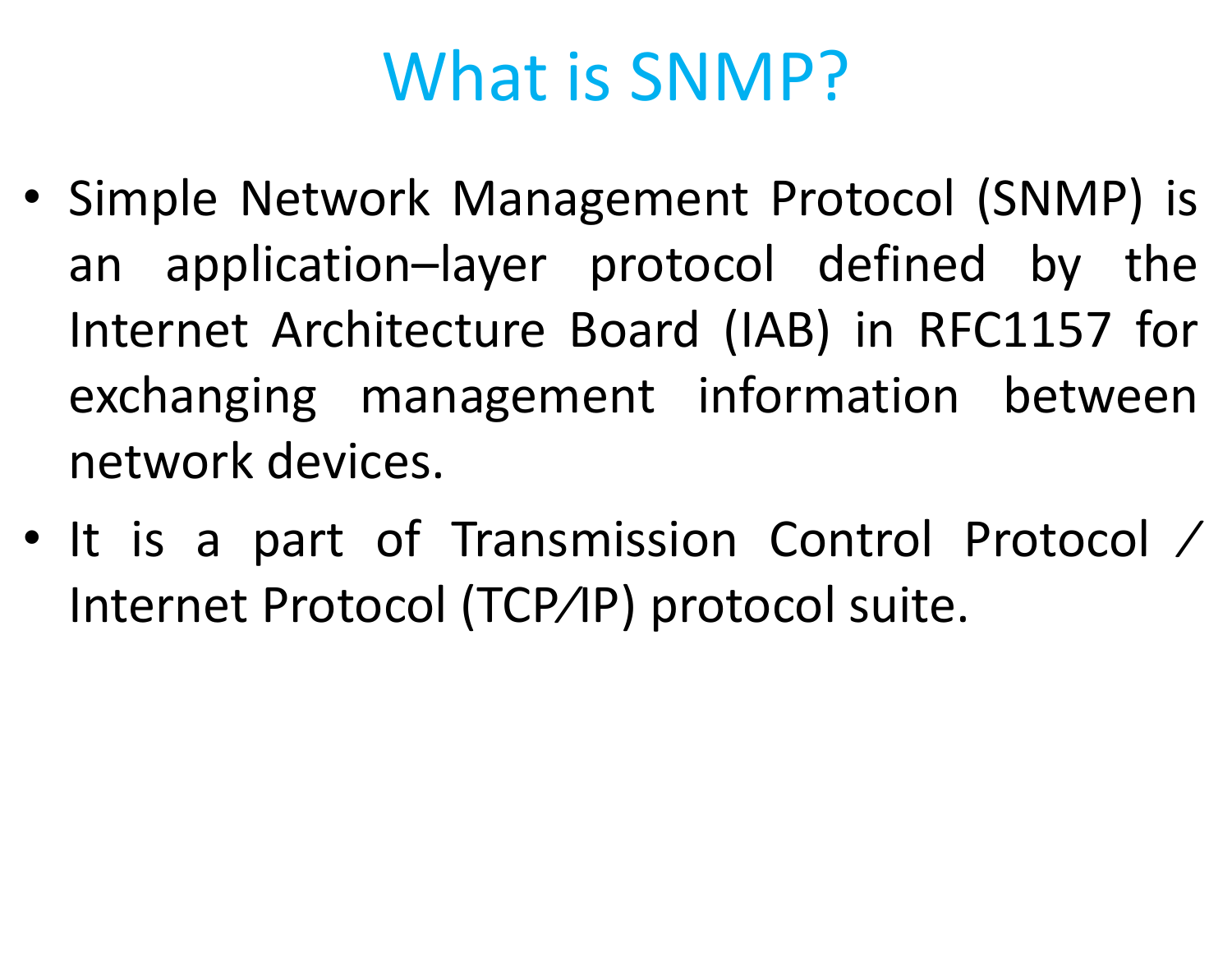# What is SNMP?

- Simple Network Management Protocol (SNMP) is an application–layer protocol defined by the Internet Architecture Board (IAB) in RFC1157 for exchanging management information between network devices.
- It is a part of Transmission Control Protocol ⁄ Internet Protocol (TCP⁄IP) protocol suite.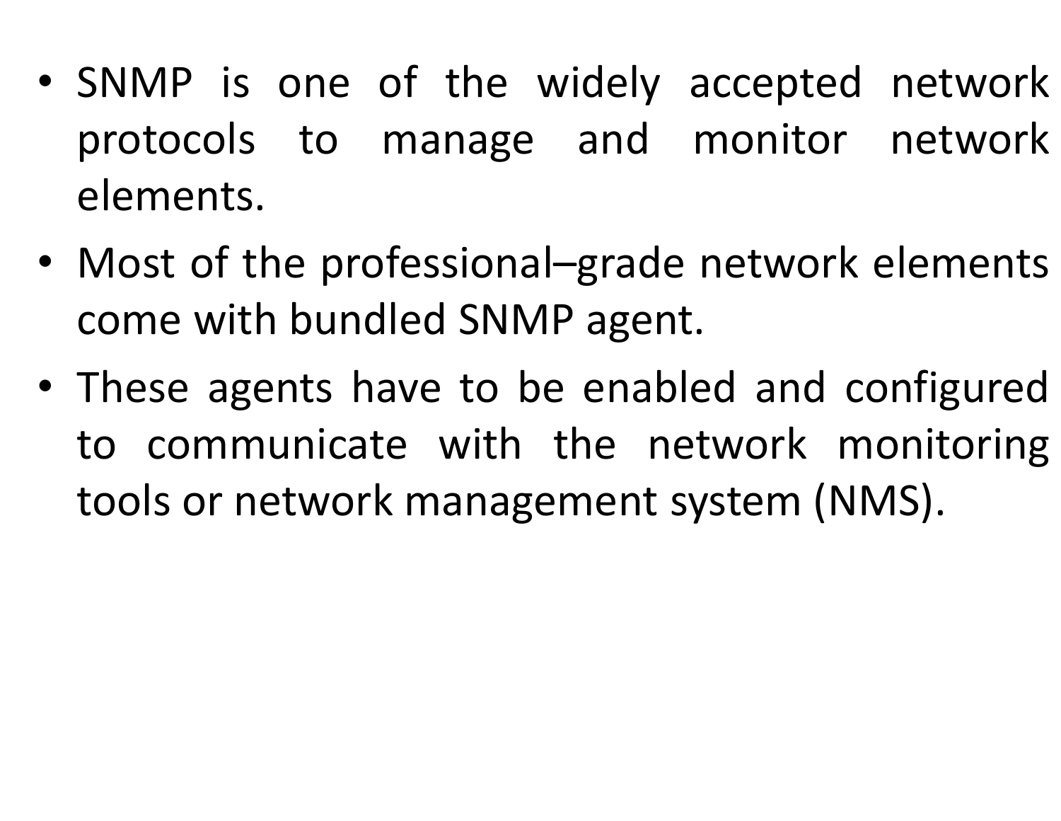- SNMP is one of the widely accepted network protocols to manage and monitor network elements.
- Most of the professional–grade network elements come with bundled SNMP agent.
- These agents have to be enabled and configured to communicate with the network monitoring tools or network management system (NMS).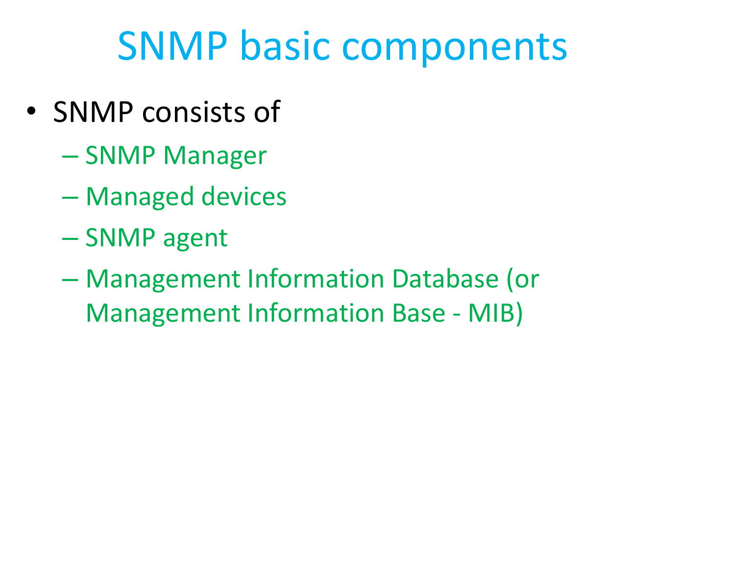# SNMP basic components

- SNMP consists of
  - SNMP Manager
  - Managed devices
  - SNMP agent
  - Management Information Database (or Management Information Base - MIB)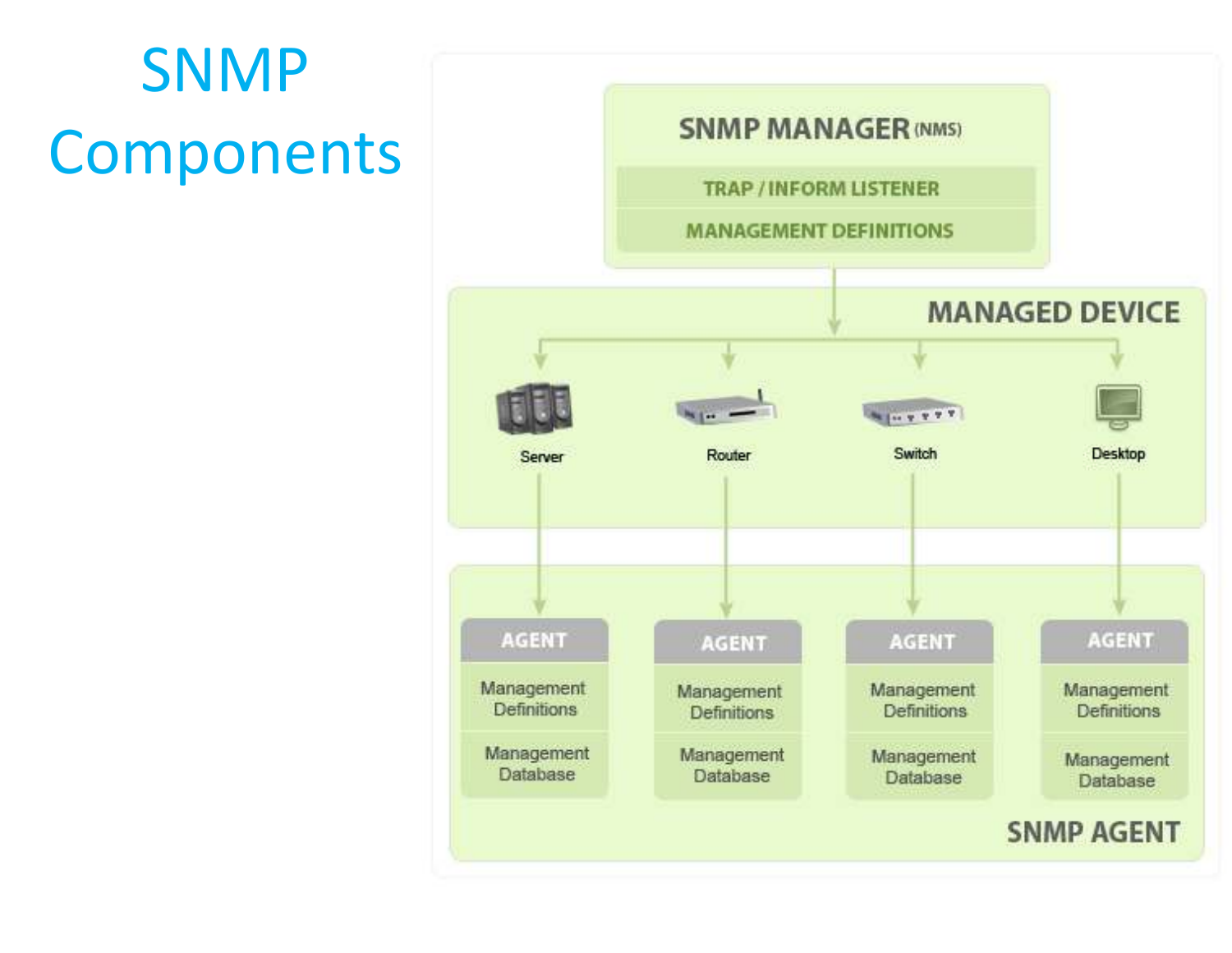# SNMP Components

SNMP MANAGER (NMS)

TRAP / INFORM LISTENER

MANAGEMENT DEFINITIONS

MANAGED DEVICE

Server

Router

Switch

Desktop

AGENT

Management Definitions

Management Database

AGENT

Management Definitions

Management Database

AGENT

Management Definitions

Management Database

AGENT

Management Definitions

Management Database

SNMP AGENT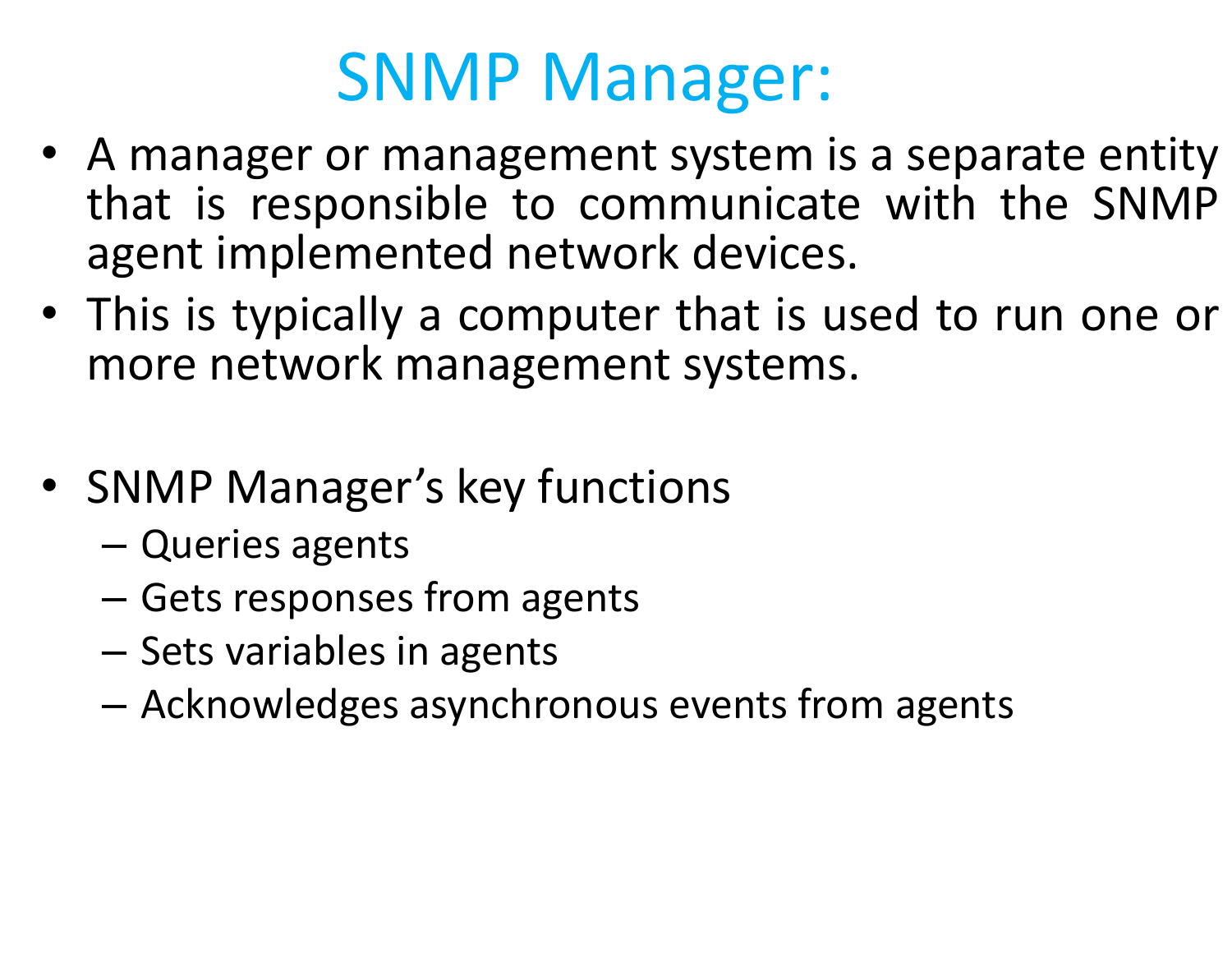# SNMP Manager:

- A manager or management system is a separate entity that is responsible to communicate with the SNMP agent implemented network devices.
- This is typically a computer that is used to run one or more network management systems.

- SNMP Manager’s key functions
  - Queries agents
  - Gets responses from agents
  - Sets variables in agents
  - Acknowledges asynchronous events from agents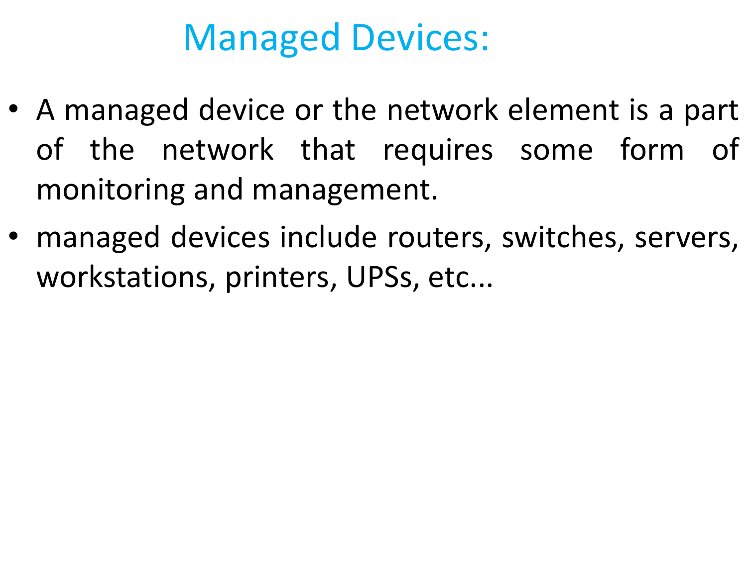# Managed Devices:

- A managed device or the network element is a part of the network that requires some form of monitoring and management.
- managed devices include routers, switches, servers, workstations, printers, UPSs, etc...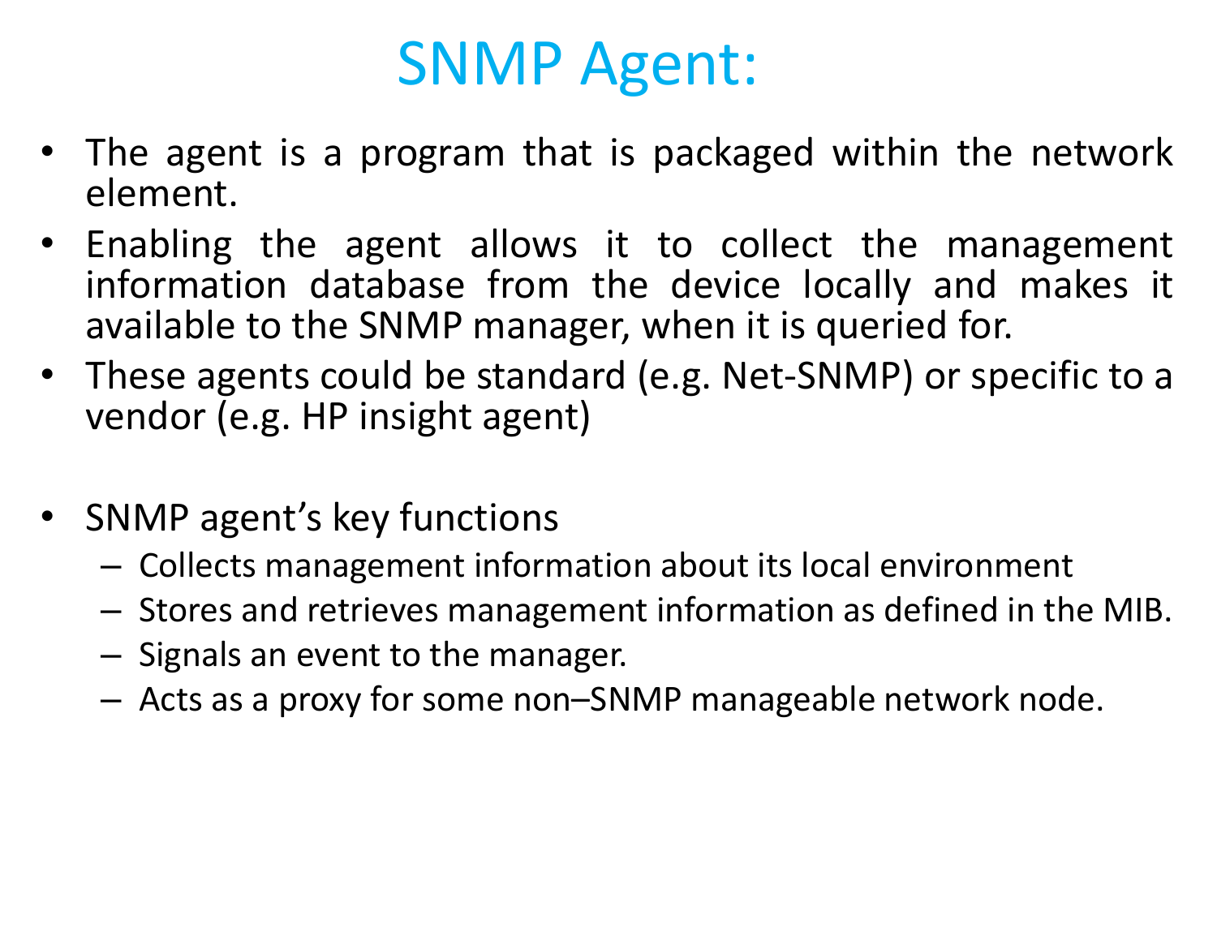# SNMP Agent:

- The agent is a program that is packaged within the network element.
- Enabling the agent allows it to collect the management information database from the device locally and makes it available to the SNMP manager, when it is queried for.
- These agents could be standard (e.g. Net-SNMP) or specific to a vendor (e.g. HP insight agent)

- SNMP agent's key functions
  - Collects management information about its local environment
  - Stores and retrieves management information as defined in the MIB.
  - Signals an event to the manager.
  - Acts as a proxy for some non–SNMP manageable network node.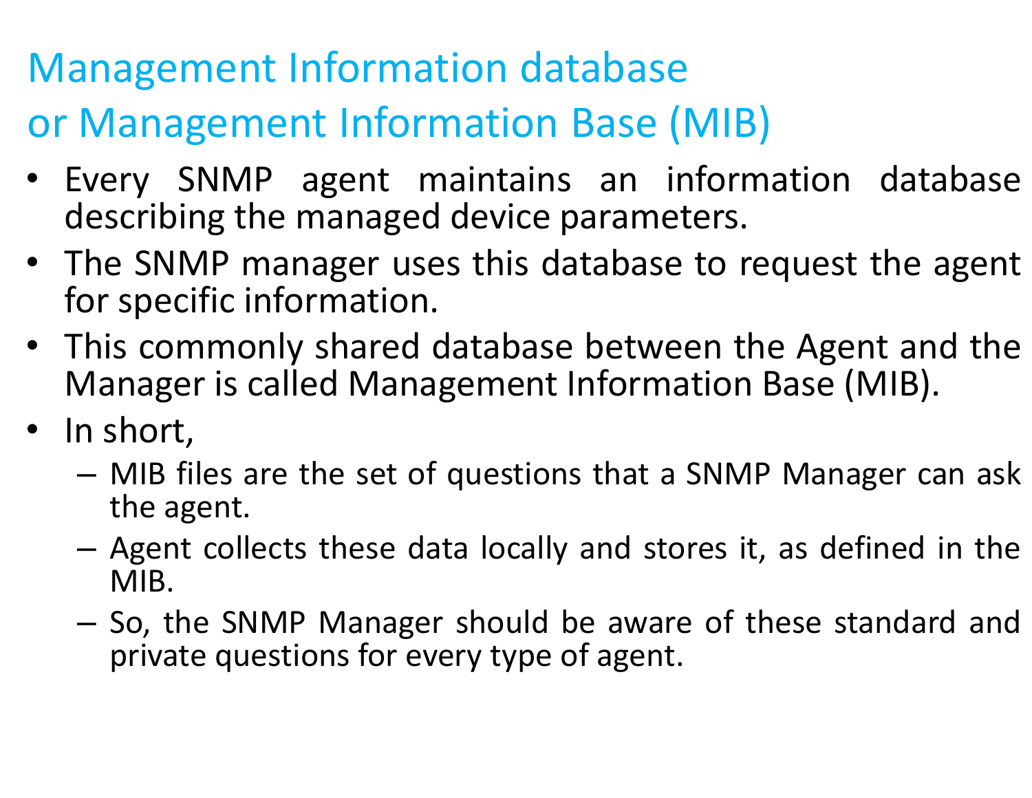# Management Information database or Management Information Base (MIB)

- Every SNMP agent maintains an information database describing the managed device parameters.
- The SNMP manager uses this database to request the agent for specific information.
- This commonly shared database between the Agent and the Manager is called Management Information Base (MIB).
- In short,
  - MIB files are the set of questions that a SNMP Manager can ask the agent.
  - Agent collects these data locally and stores it, as defined in the MIB.
  - So, the SNMP Manager should be aware of these standard and private questions for every type of agent.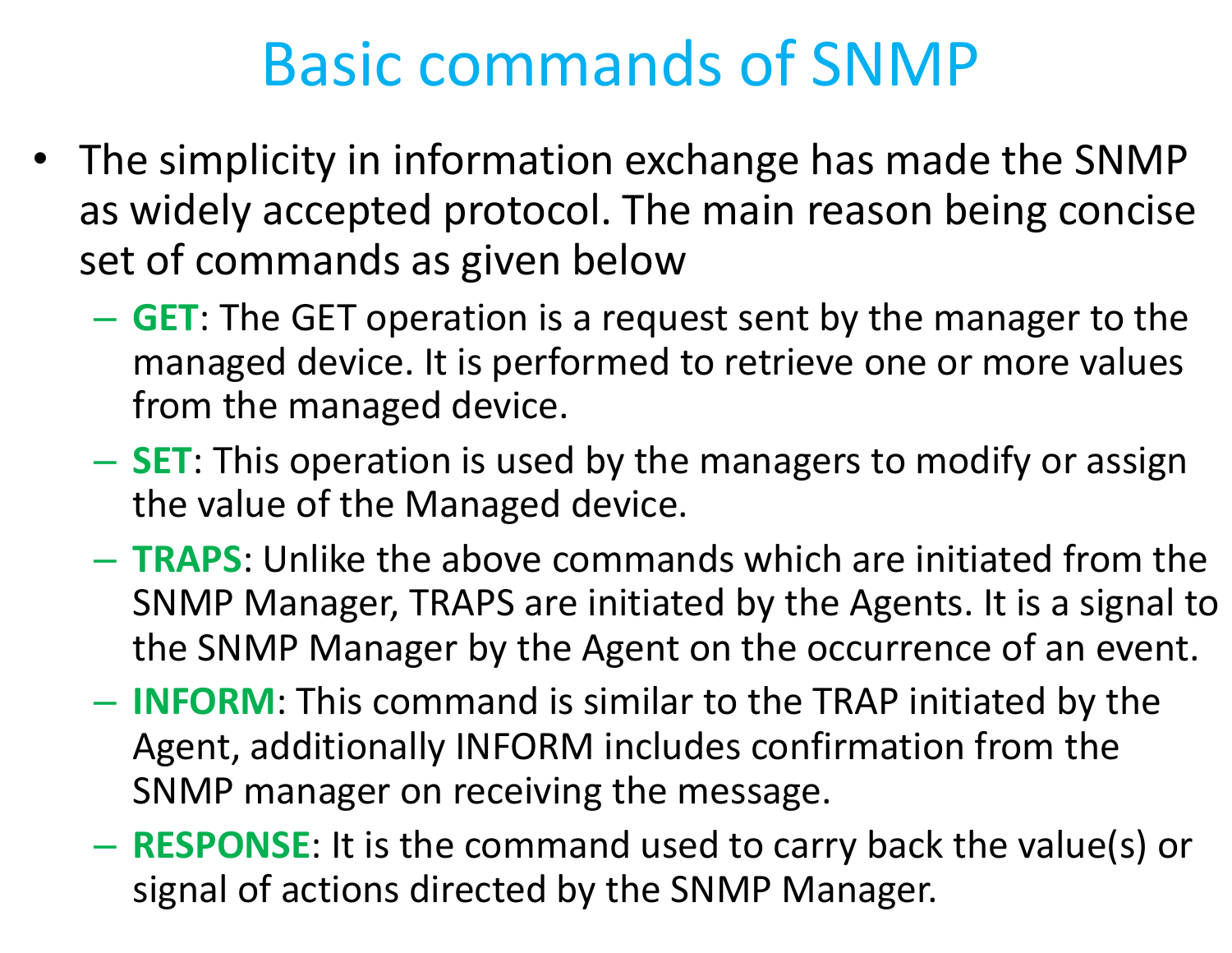# Basic commands of SNMP

- The simplicity in information exchange has made the SNMP as widely accepted protocol. The main reason being concise set of commands as given below
  - **GET**: The GET operation is a request sent by the manager to the managed device. It is performed to retrieve one or more values from the managed device.
  - **SET**: This operation is used by the managers to modify or assign the value of the Managed device.
  - **TRAPS**: Unlike the above commands which are initiated from the SNMP Manager, TRAPS are initiated by the Agents. It is a signal to the SNMP Manager by the Agent on the occurrence of an event.
  - **INFORM**: This command is similar to the TRAP initiated by the Agent, additionally INFORM includes confirmation from the SNMP manager on receiving the message.
  - **RESPONSE**: It is the command used to carry back the value(s) or signal of actions directed by the SNMP Manager.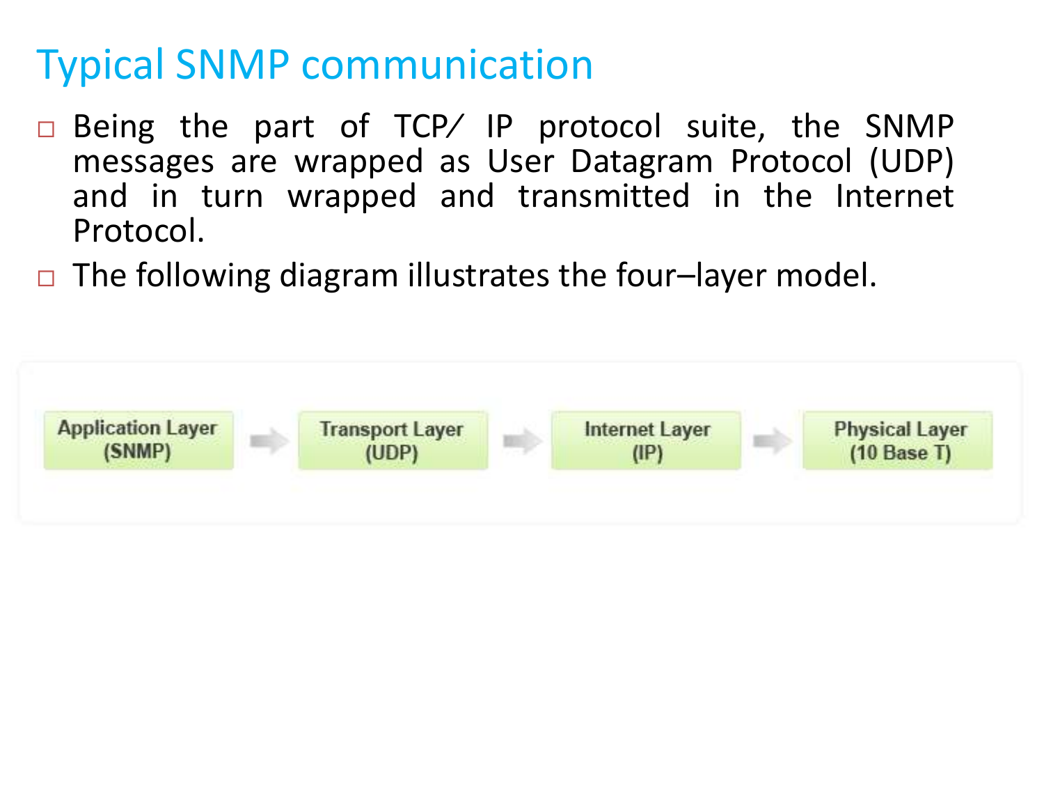# Typical SNMP communication

- Being the part of TCP/ IP protocol suite, the SNMP messages are wrapped as User Datagram Protocol (UDP) and in turn wrapped and transmitted in the Internet Protocol.
- The following diagram illustrates the four–layer model.

Application Layer (SNMP) → Transport Layer (UDP) → Internet Layer (IP) → Physical Layer (10 Base T)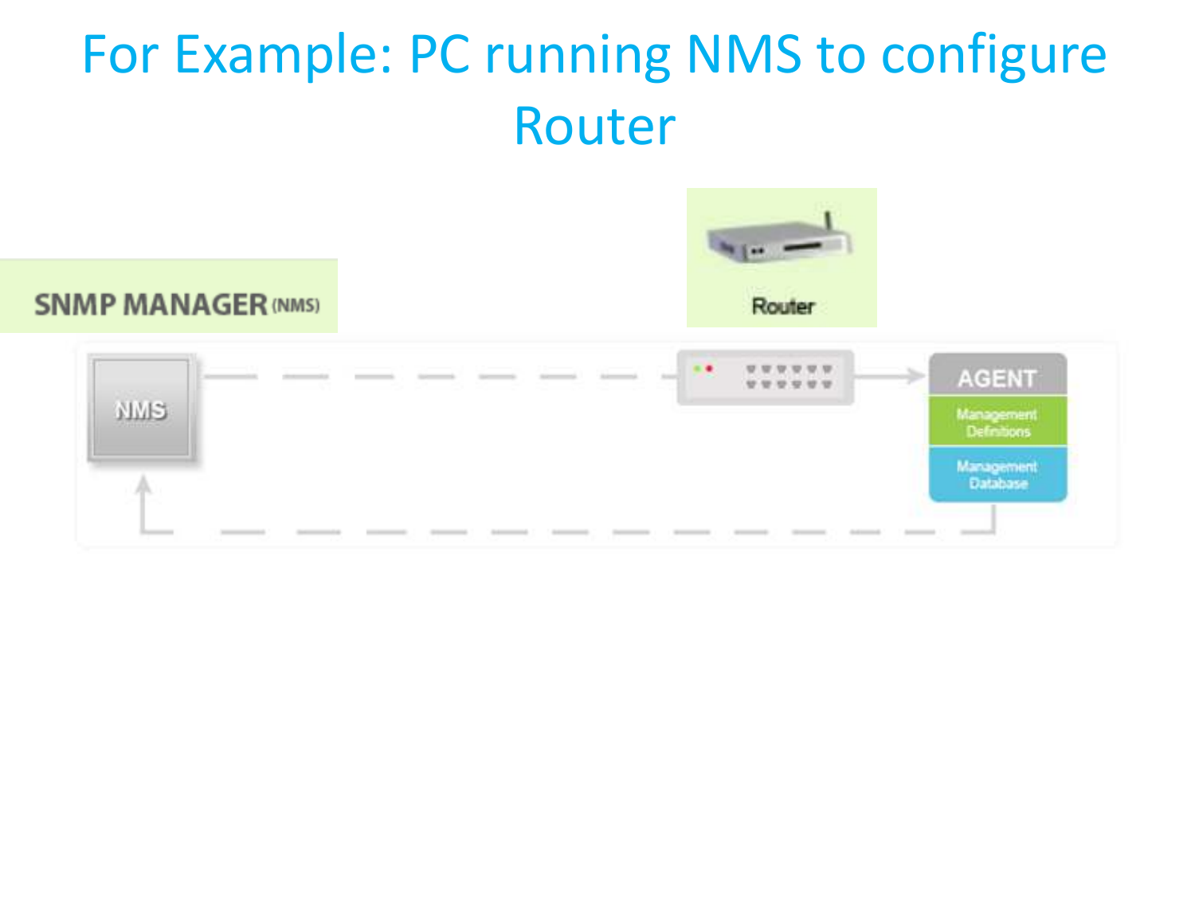# For Example: PC running NMS to configure Router

SNMP MANAGER (NMS)

Router

NMS

AGENT

Management Definitions

Management Database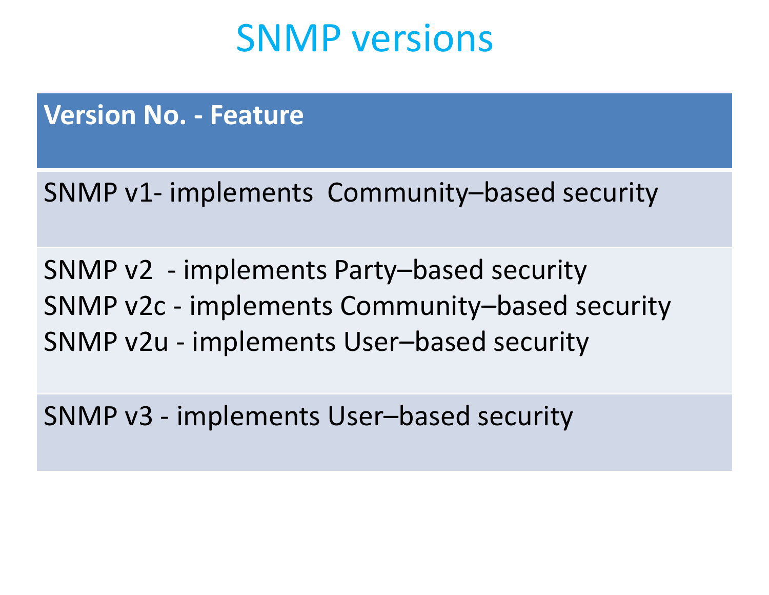# SNMP versions

| Version No. - Feature |
| --- |
| SNMP v1- implements Community–based security |
| SNMP v2 - implements Party–based security<br>SNMP v2c - implements Community–based security<br>SNMP v2u - implements User–based security |
| SNMP v3 - implements User–based security |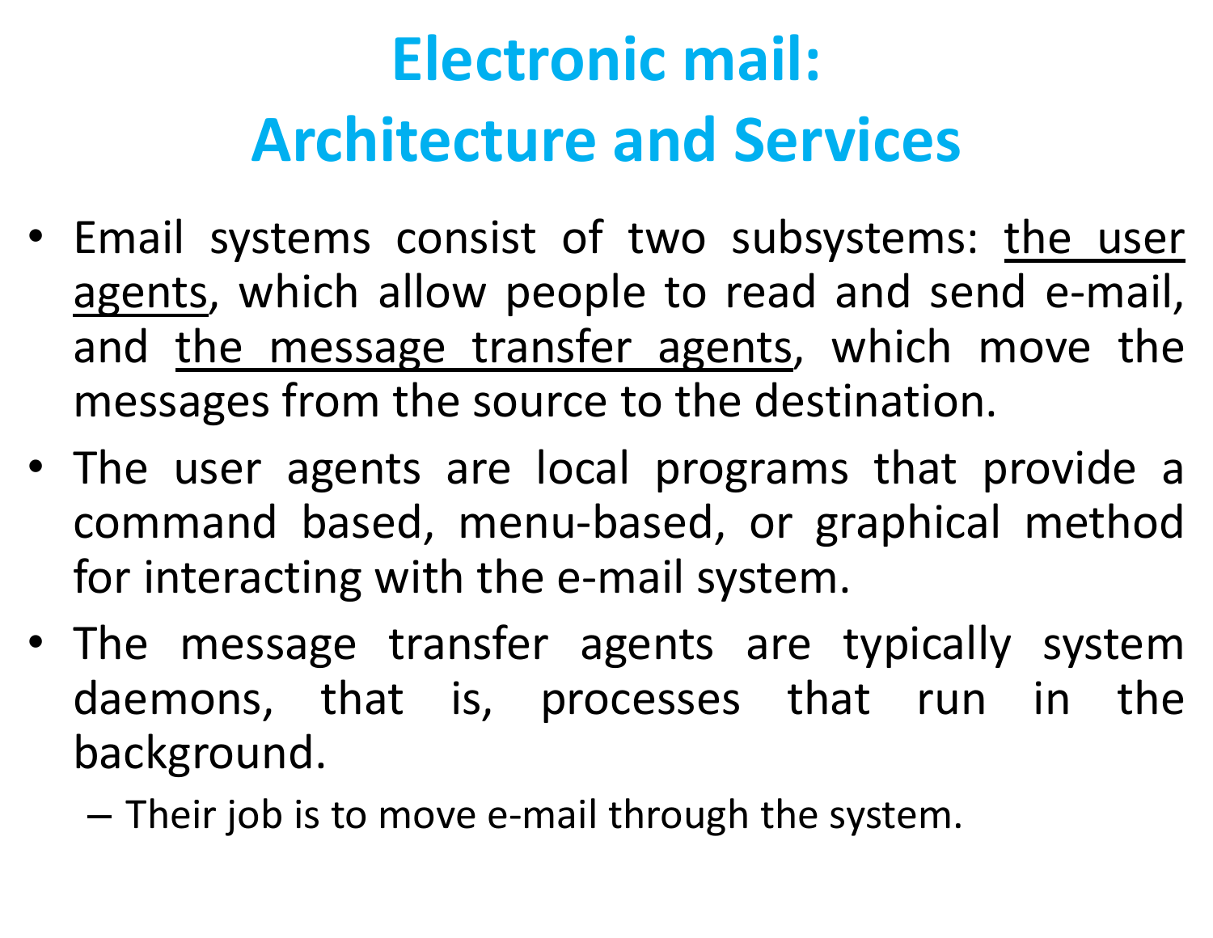# Electronic mail: Architecture and Services

- Email systems consist of two subsystems: <u>the user agents</u>, which allow people to read and send e-mail, and <u>the message transfer agents</u>, which move the messages from the source to the destination.
- The user agents are local programs that provide a command based, menu-based, or graphical method for interacting with the e-mail system.
- The message transfer agents are typically system daemons, that is, processes that run in the background.
  - Their job is to move e-mail through the system.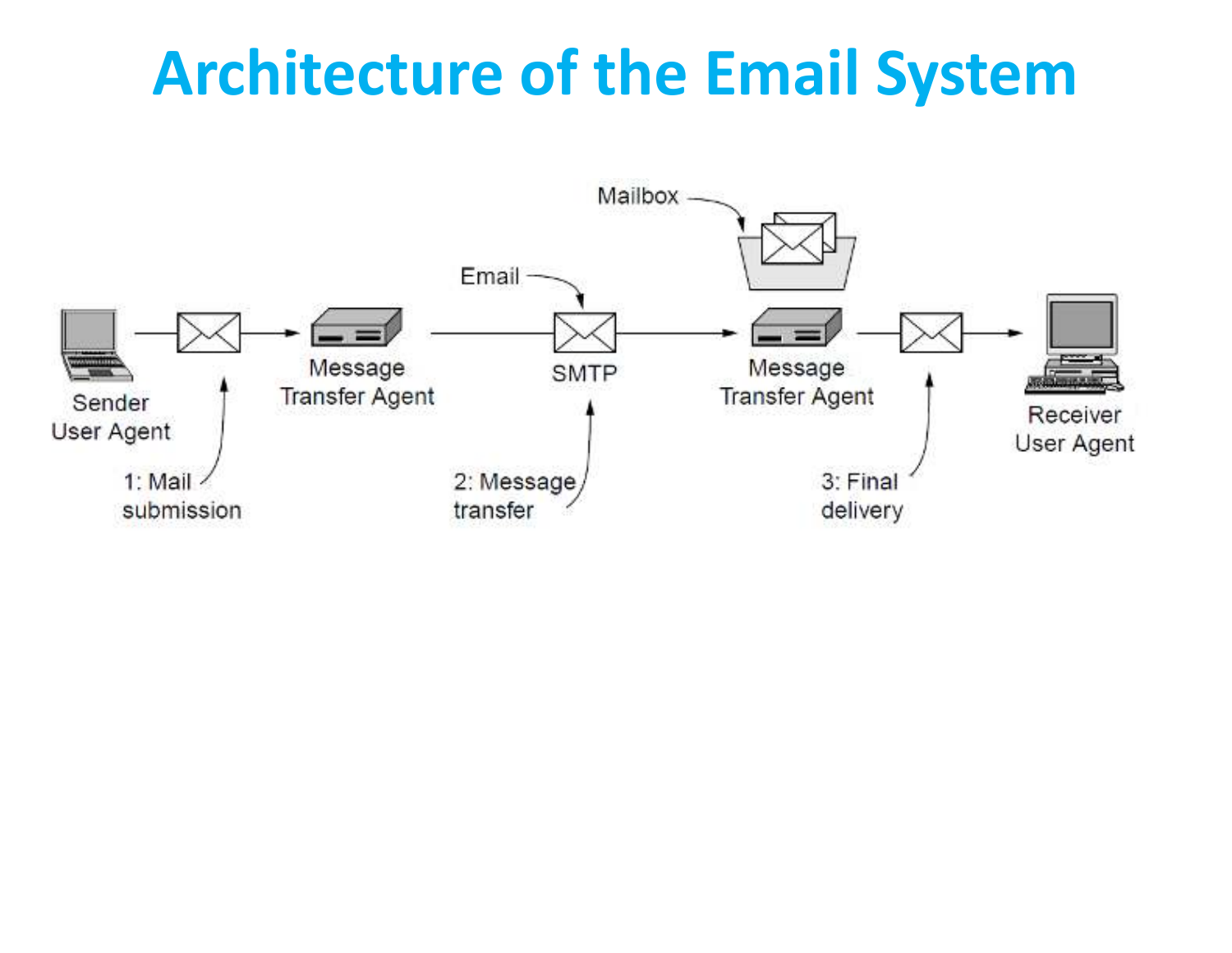# Architecture of the Email System

Sender User Agent → 1: Mail submission → Message Transfer Agent → 2: Message transfer (Email, SMTP) → Message Transfer Agent (Mailbox) → 3: Final delivery → Receiver User Agent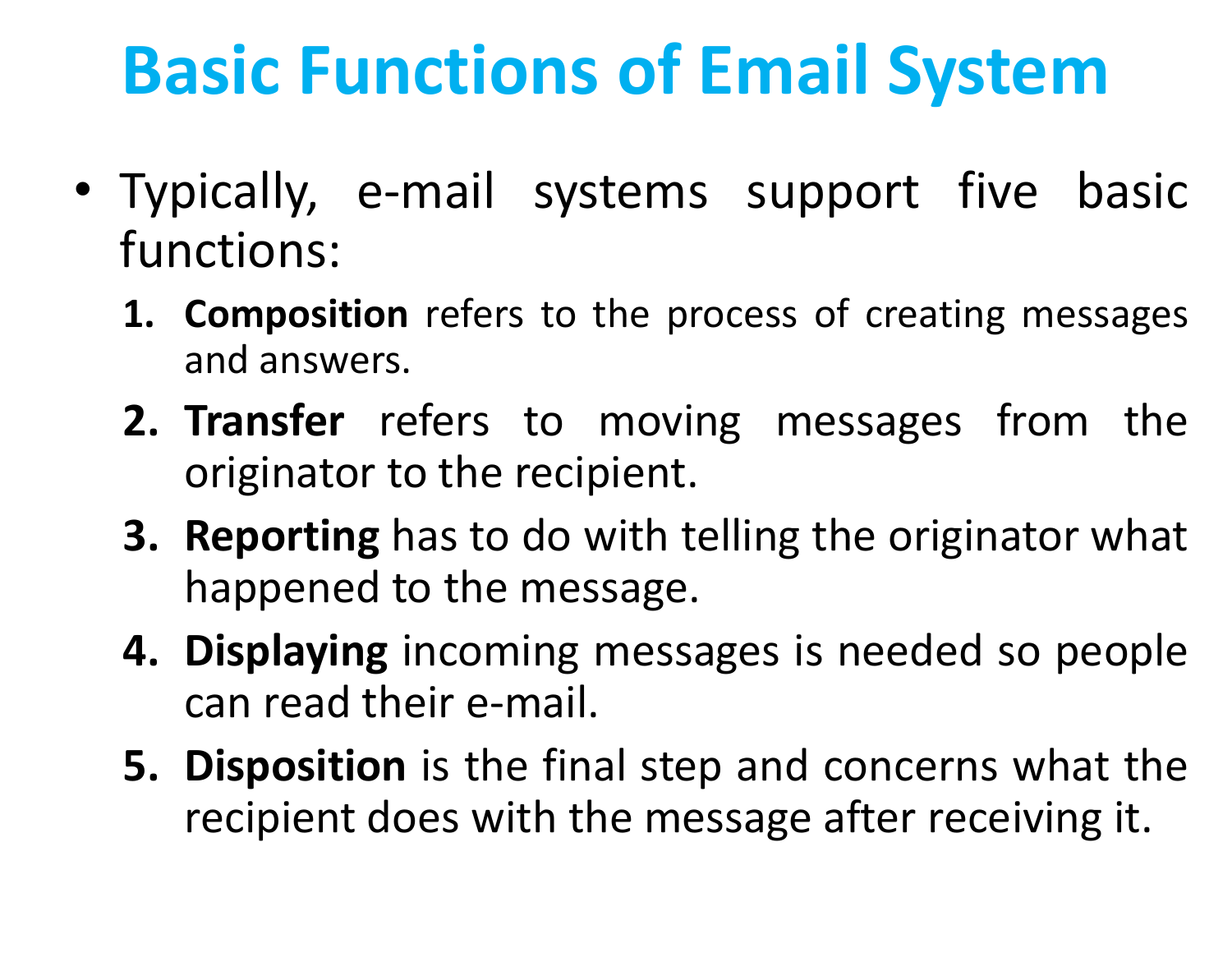# Basic Functions of Email System

- Typically, e-mail systems support five basic functions:
  1. **Composition** refers to the process of creating messages and answers.
  2. **Transfer** refers to moving messages from the originator to the recipient.
  3. **Reporting** has to do with telling the originator what happened to the message.
  4. **Displaying** incoming messages is needed so people can read their e-mail.
  5. **Disposition** is the final step and concerns what the recipient does with the message after receiving it.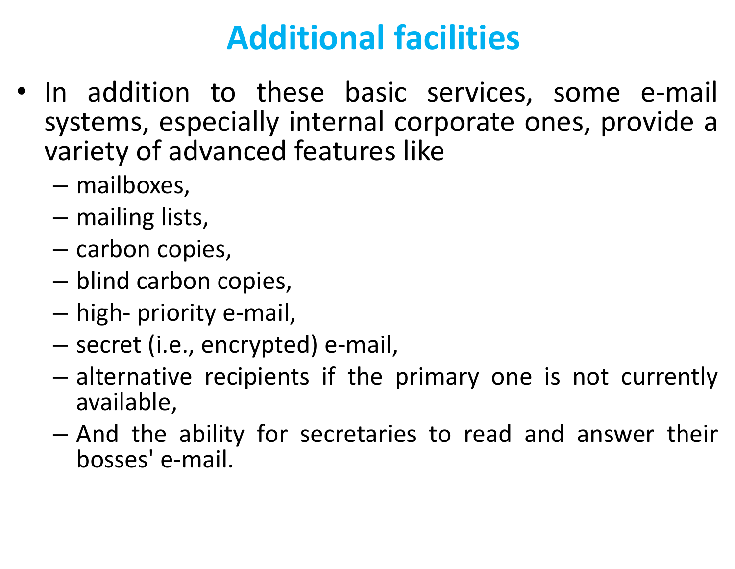# Additional facilities

- In addition to these basic services, some e-mail systems, especially internal corporate ones, provide a variety of advanced features like
  - mailboxes,
  - mailing lists,
  - carbon copies,
  - blind carbon copies,
  - high- priority e-mail,
  - secret (i.e., encrypted) e-mail,
  - alternative recipients if the primary one is not currently available,
  - And the ability for secretaries to read and answer their bosses' e-mail.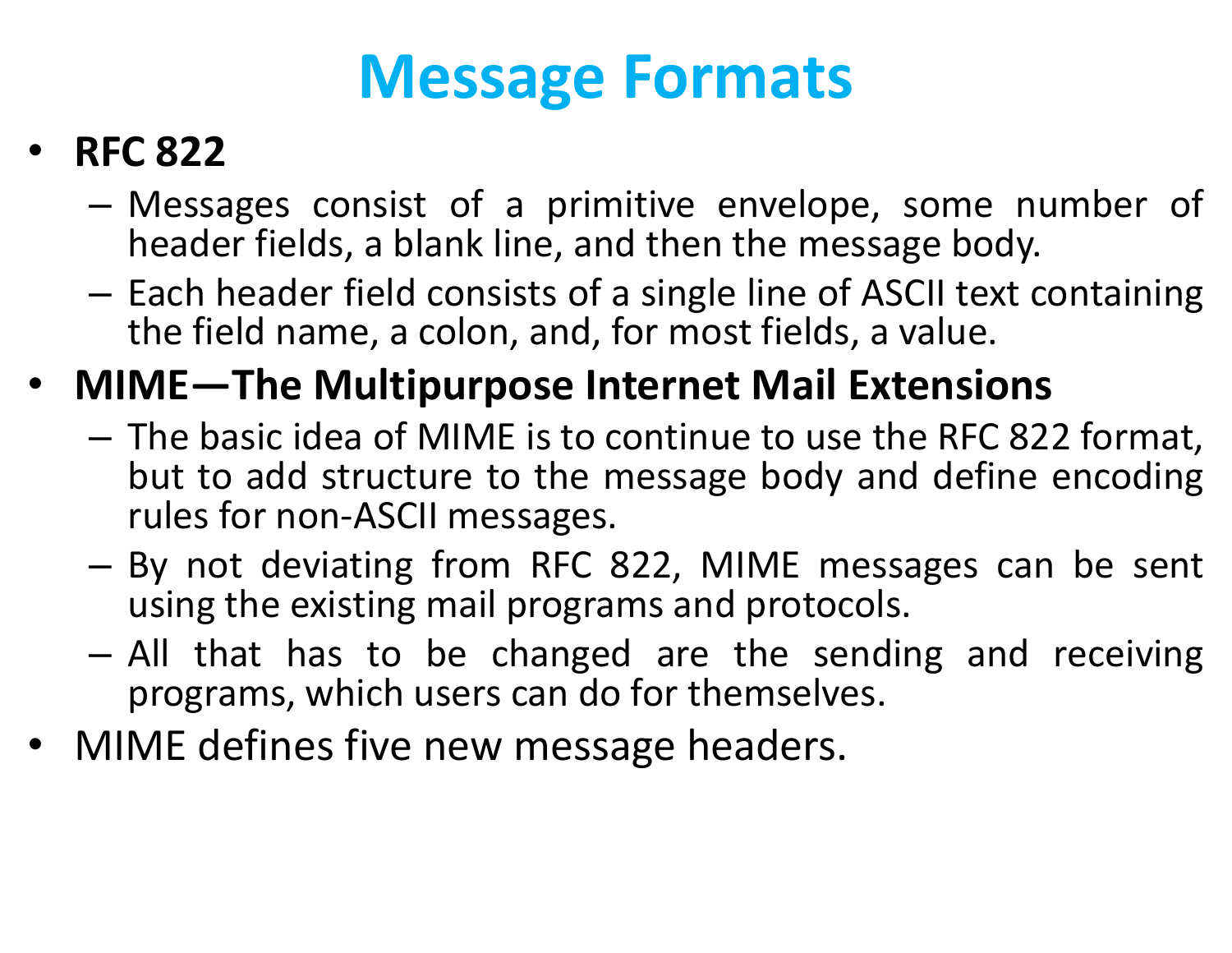# Message Formats

- **RFC 822**
  - Messages consist of a primitive envelope, some number of header fields, a blank line, and then the message body.
  - Each header field consists of a single line of ASCII text containing the field name, a colon, and, for most fields, a value.
- **MIME—The Multipurpose Internet Mail Extensions**
  - The basic idea of MIME is to continue to use the RFC 822 format, but to add structure to the message body and define encoding rules for non-ASCII messages.
  - By not deviating from RFC 822, MIME messages can be sent using the existing mail programs and protocols.
  - All that has to be changed are the sending and receiving programs, which users can do for themselves.
- MIME defines five new message headers.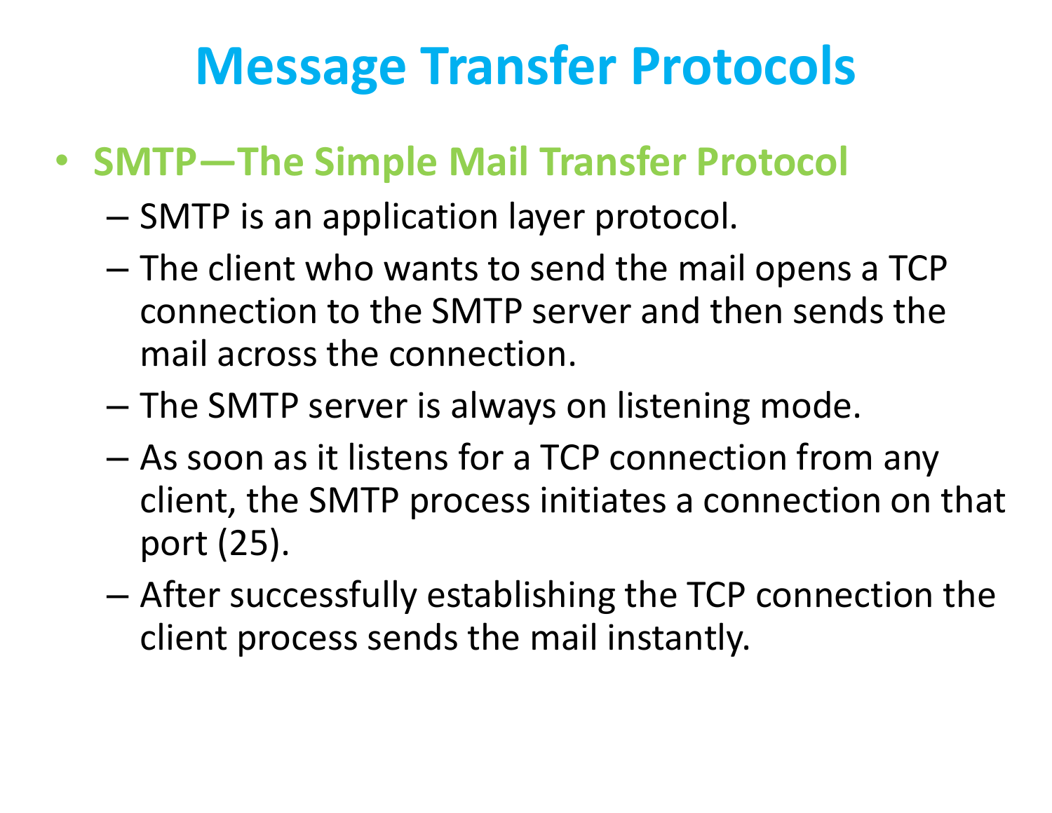# Message Transfer Protocols

- **SMTP—The Simple Mail Transfer Protocol**
  - SMTP is an application layer protocol.
  - The client who wants to send the mail opens a TCP connection to the SMTP server and then sends the mail across the connection.
  - The SMTP server is always on listening mode.
  - As soon as it listens for a TCP connection from any client, the SMTP process initiates a connection on that port (25).
  - After successfully establishing the TCP connection the client process sends the mail instantly.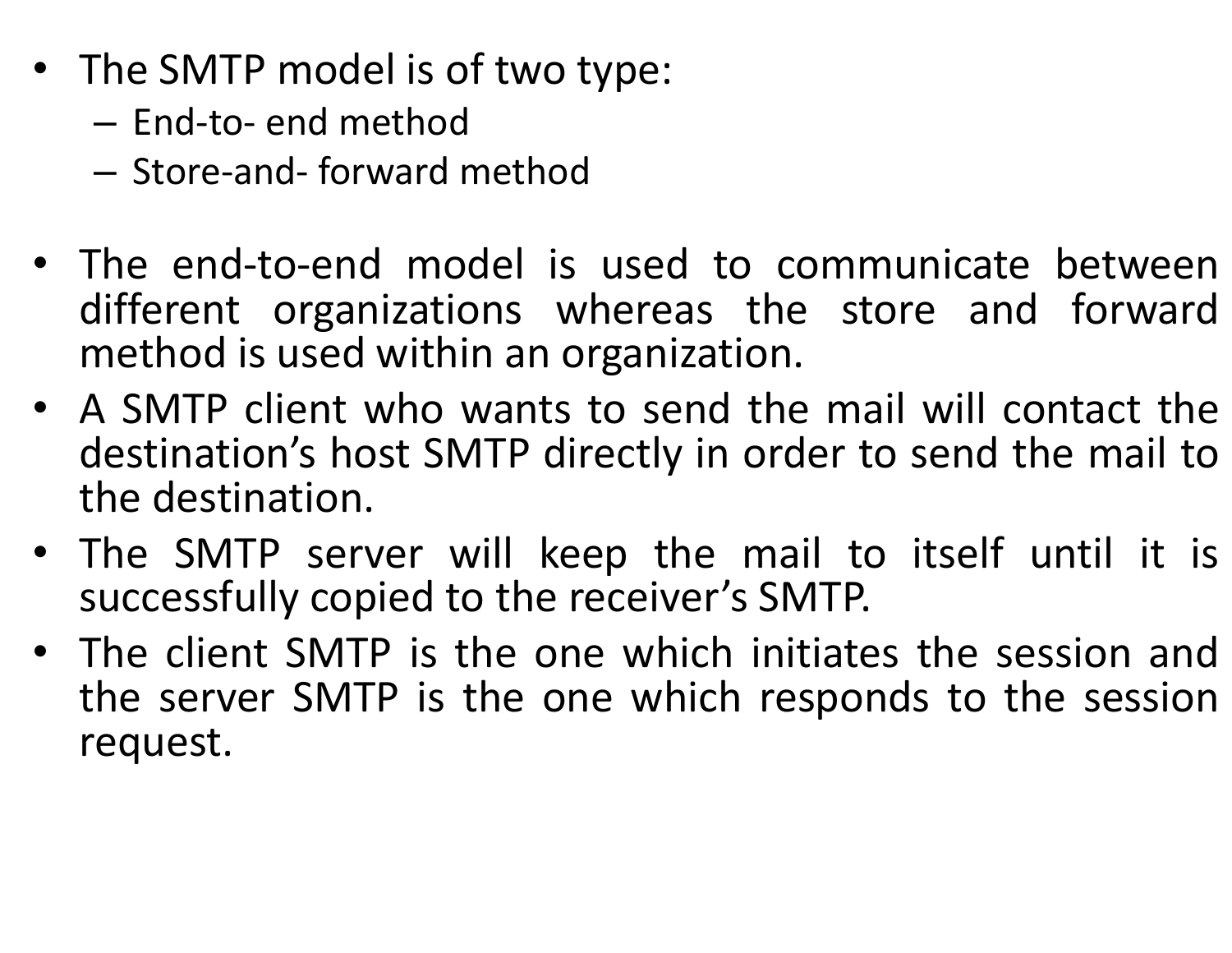- The SMTP model is of two type:
  - End-to- end method
  - Store-and- forward method

- The end-to-end model is used to communicate between different organizations whereas the store and forward method is used within an organization.
- A SMTP client who wants to send the mail will contact the destination's host SMTP directly in order to send the mail to the destination.
- The SMTP server will keep the mail to itself until it is successfully copied to the receiver's SMTP.
- The client SMTP is the one which initiates the session and the server SMTP is the one which responds to the session request.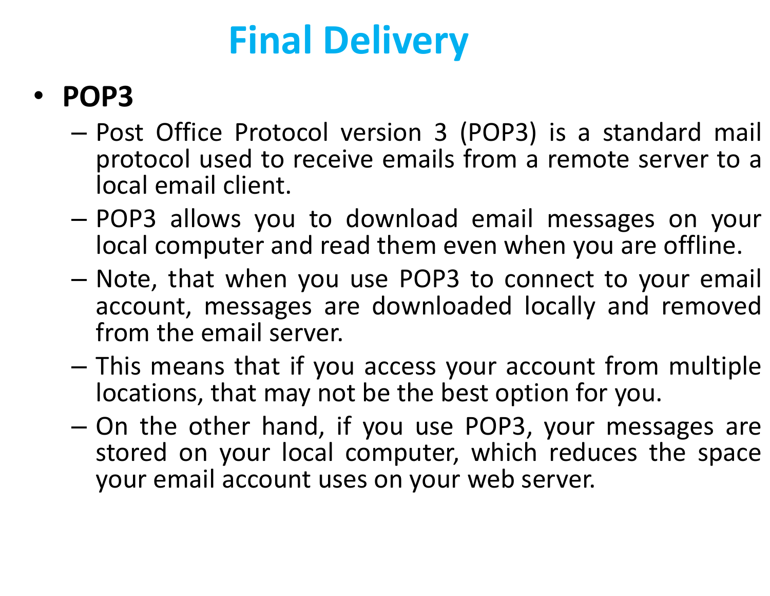# Final Delivery

- **POP3**
  - Post Office Protocol version 3 (POP3) is a standard mail protocol used to receive emails from a remote server to a local email client.
  - POP3 allows you to download email messages on your local computer and read them even when you are offline.
  - Note, that when you use POP3 to connect to your email account, messages are downloaded locally and removed from the email server.
  - This means that if you access your account from multiple locations, that may not be the best option for you.
  - On the other hand, if you use POP3, your messages are stored on your local computer, which reduces the space your email account uses on your web server.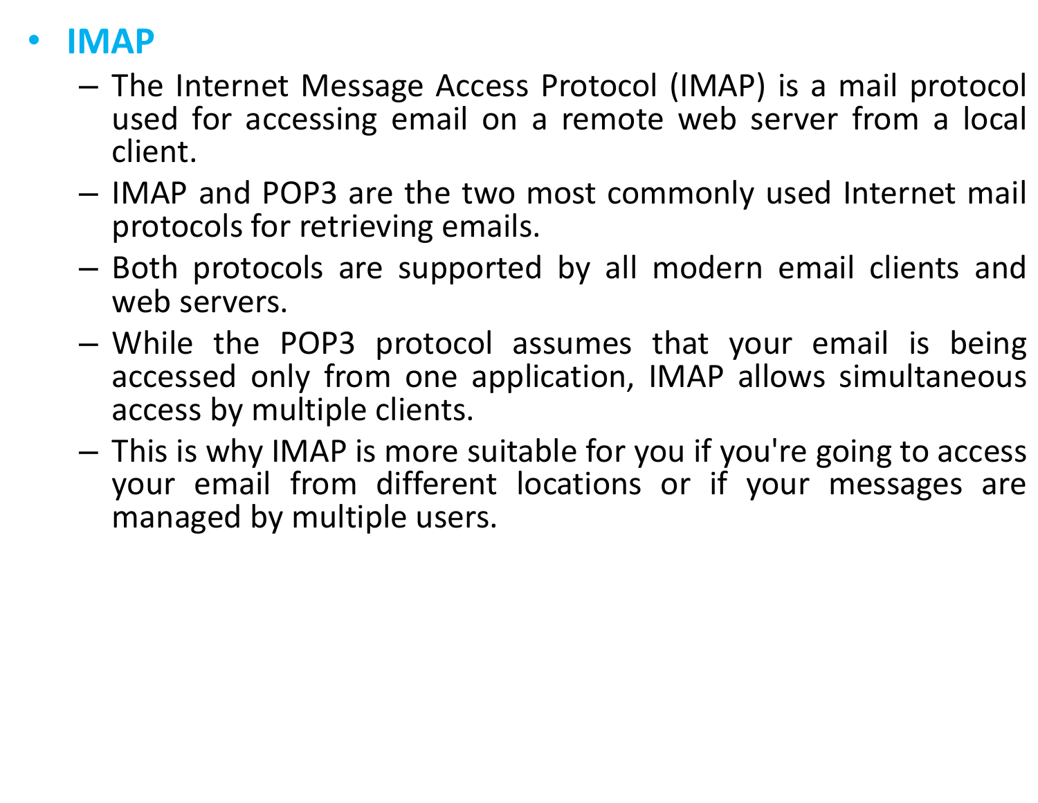- **IMAP**
  - The Internet Message Access Protocol (IMAP) is a mail protocol used for accessing email on a remote web server from a local client.
  - IMAP and POP3 are the two most commonly used Internet mail protocols for retrieving emails.
  - Both protocols are supported by all modern email clients and web servers.
  - While the POP3 protocol assumes that your email is being accessed only from one application, IMAP allows simultaneous access by multiple clients.
  - This is why IMAP is more suitable for you if you're going to access your email from different locations or if your messages are managed by multiple users.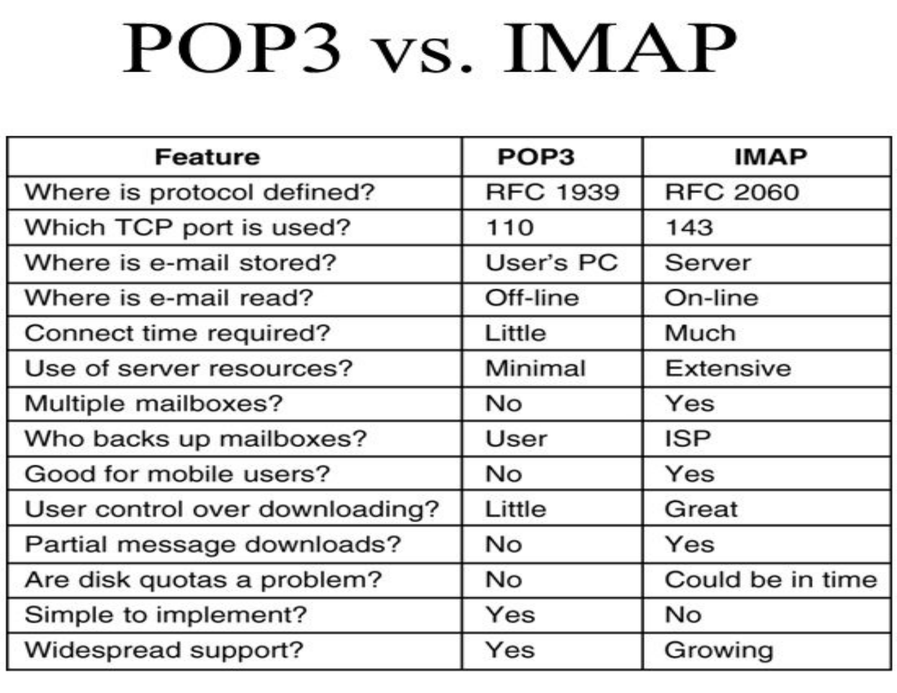# POP3 vs. IMAP

| Feature | POP3 | IMAP |
|---|---|---|
| Where is protocol defined? | RFC 1939 | RFC 2060 |
| Which TCP port is used? | 110 | 143 |
| Where is e-mail stored? | User's PC | Server |
| Where is e-mail read? | Off-line | On-line |
| Connect time required? | Little | Much |
| Use of server resources? | Minimal | Extensive |
| Multiple mailboxes? | No | Yes |
| Who backs up mailboxes? | User | ISP |
| Good for mobile users? | No | Yes |
| User control over downloading? | Little | Great |
| Partial message downloads? | No | Yes |
| Are disk quotas a problem? | No | Could be in time |
| Simple to implement? | Yes | No |
| Widespread support? | Yes | Growing |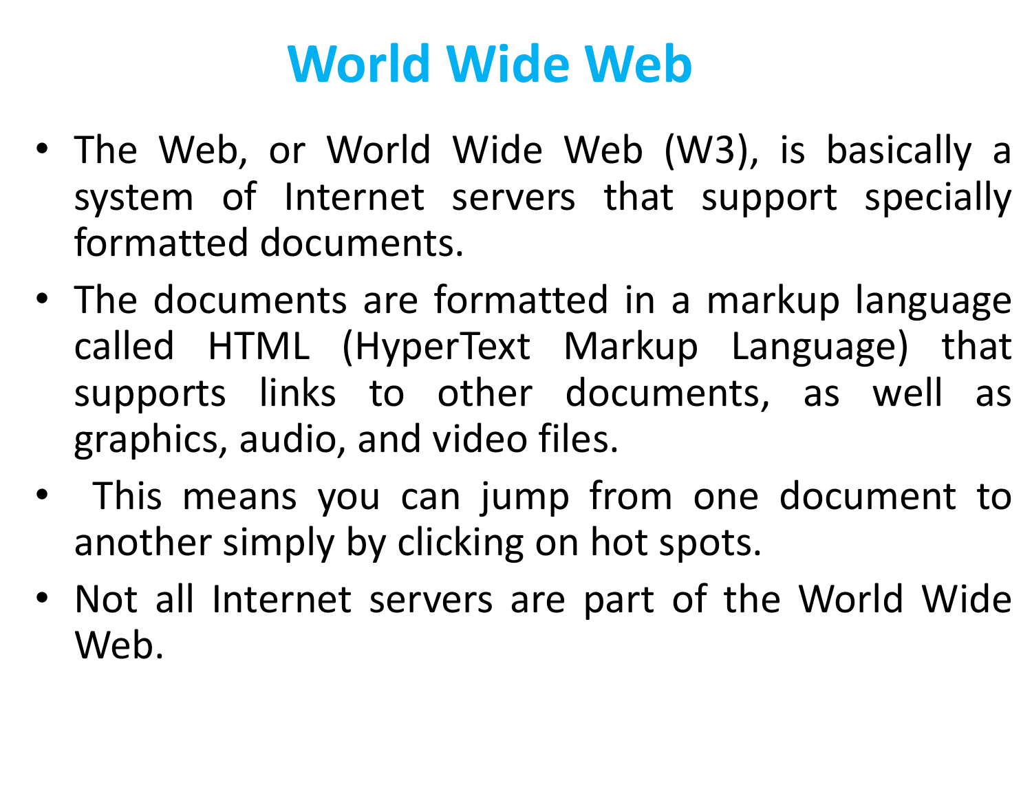# World Wide Web

- The Web, or World Wide Web (W3), is basically a system of Internet servers that support specially formatted documents.
- The documents are formatted in a markup language called HTML (HyperText Markup Language) that supports links to other documents, as well as graphics, audio, and video files.
- This means you can jump from one document to another simply by clicking on hot spots.
- Not all Internet servers are part of the World Wide Web.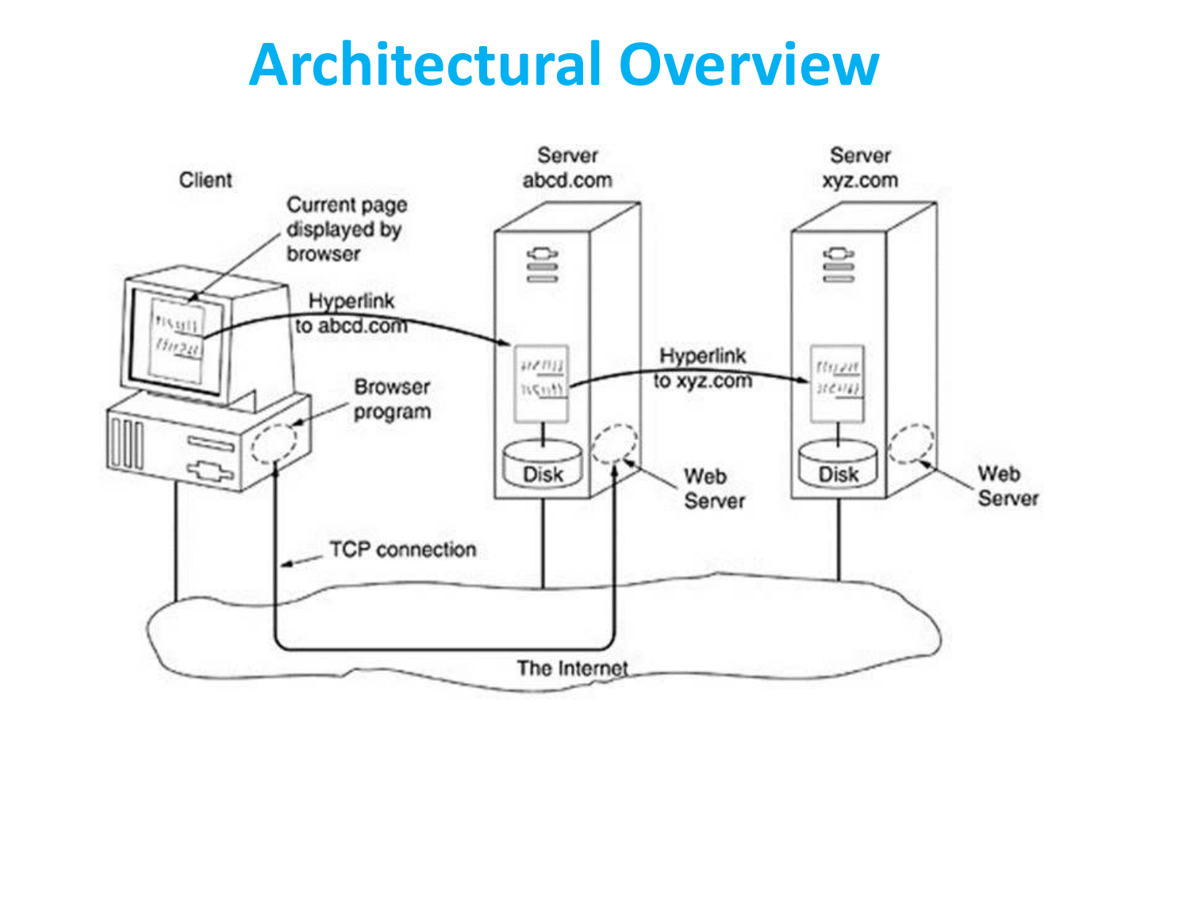# Architectural Overview

Client

Current page displayed by browser

Hyperlink to abcd.com

Browser program

Server abcd.com

Hyperlink to xyz.com

Disk

Web Server

Server xyz.com

Disk

Web Server

TCP connection

The Internet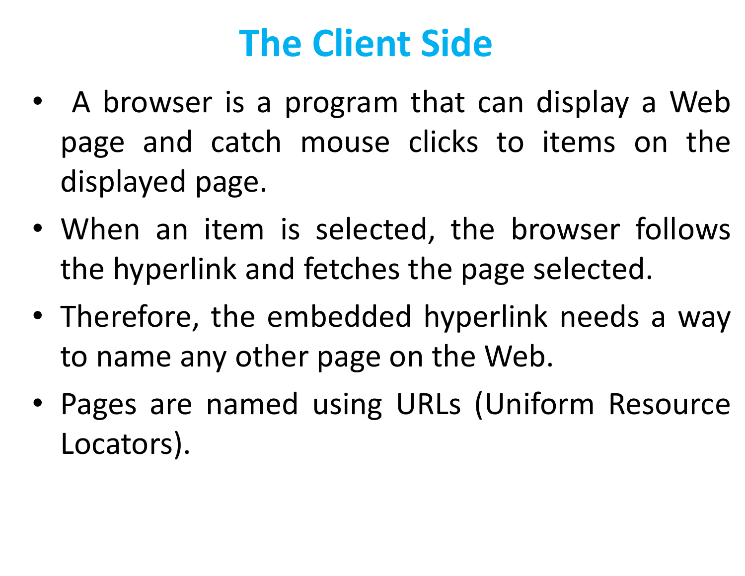# The Client Side

- A browser is a program that can display a Web page and catch mouse clicks to items on the displayed page.
- When an item is selected, the browser follows the hyperlink and fetches the page selected.
- Therefore, the embedded hyperlink needs a way to name any other page on the Web.
- Pages are named using URLs (Uniform Resource Locators).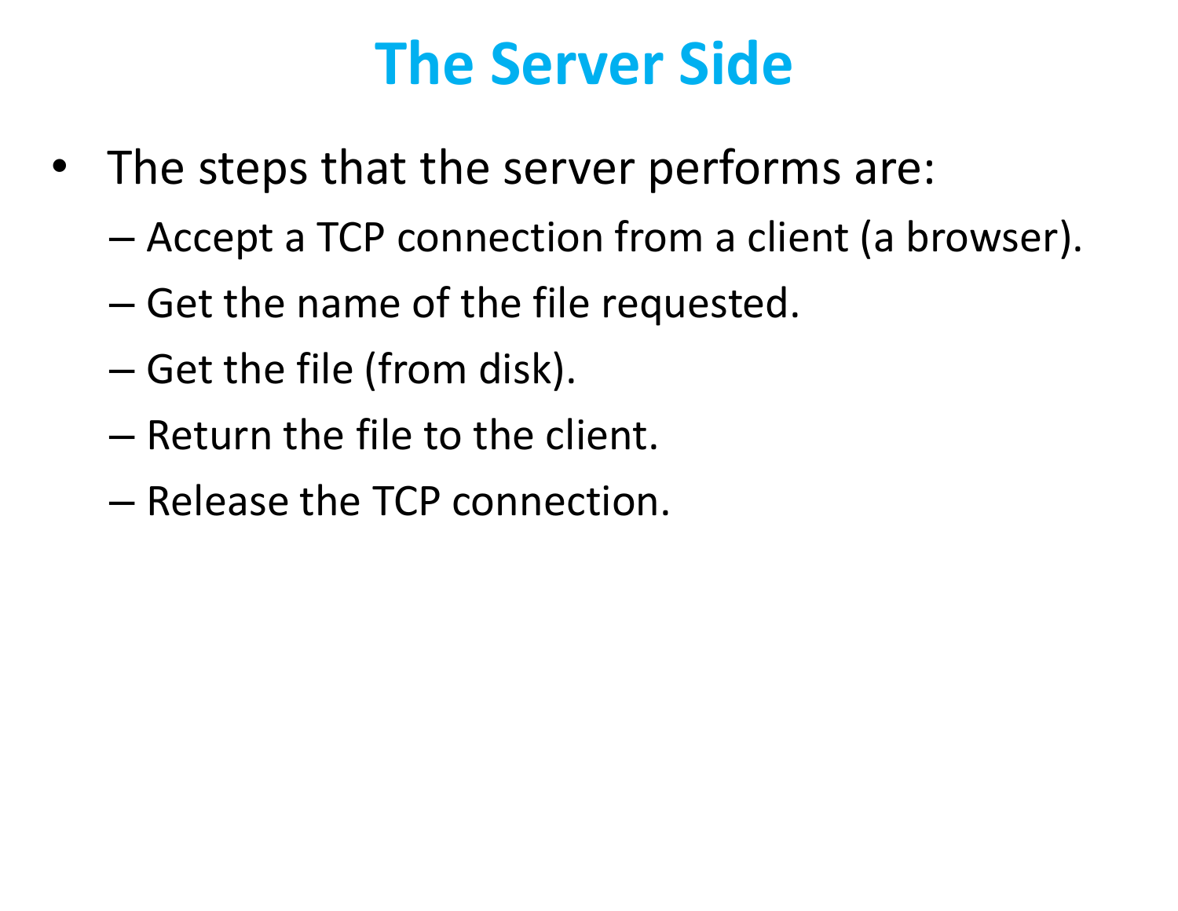# The Server Side

- The steps that the server performs are:
  - Accept a TCP connection from a client (a browser).
  - Get the name of the file requested.
  - Get the file (from disk).
  - Return the file to the client.
  - Release the TCP connection.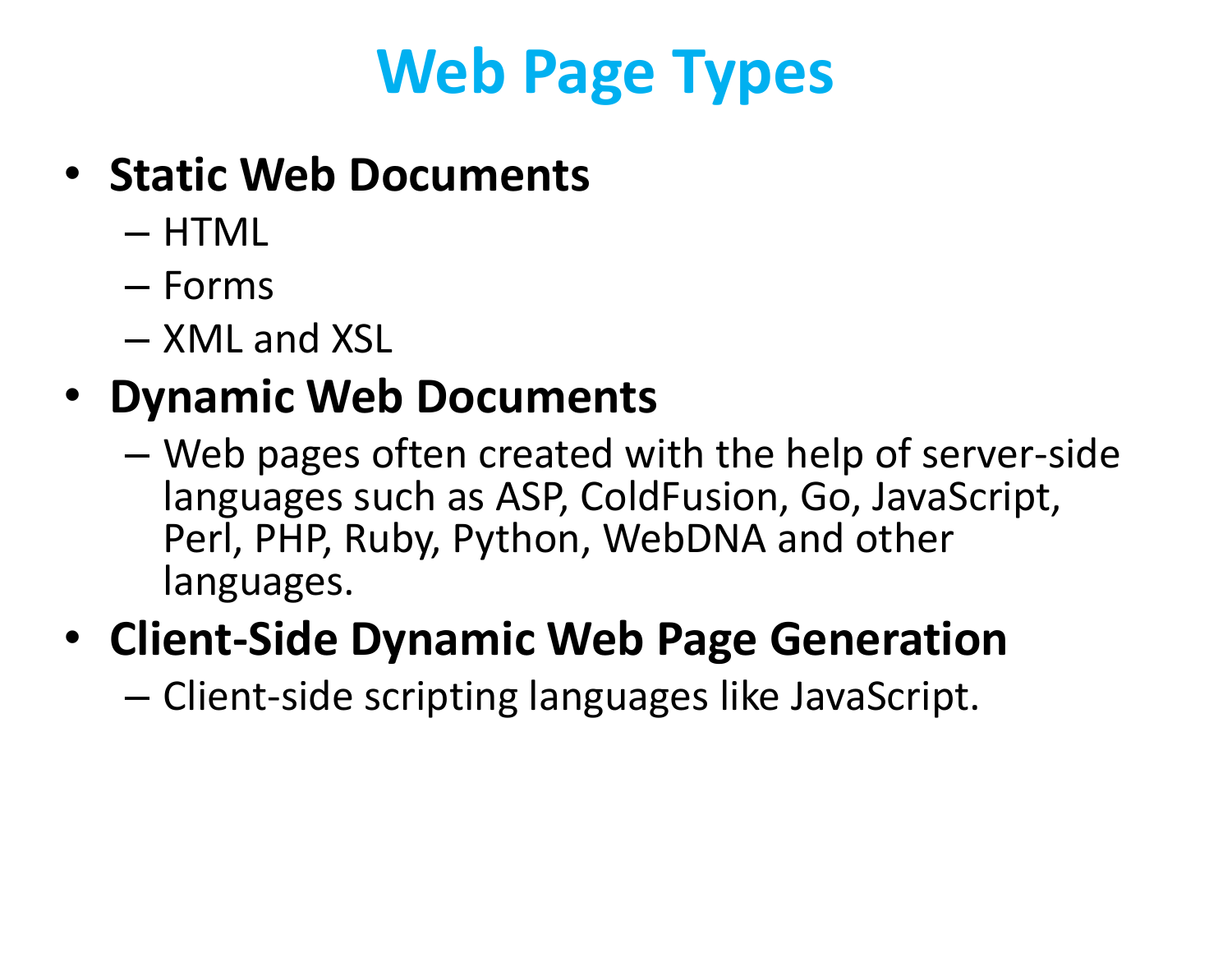# Web Page Types

- **Static Web Documents**
  - HTML
  - Forms
  - XML and XSL
- **Dynamic Web Documents**
  - Web pages often created with the help of server-side languages such as ASP, ColdFusion, Go, JavaScript, Perl, PHP, Ruby, Python, WebDNA and other languages.
- **Client-Side Dynamic Web Page Generation**
  - Client-side scripting languages like JavaScript.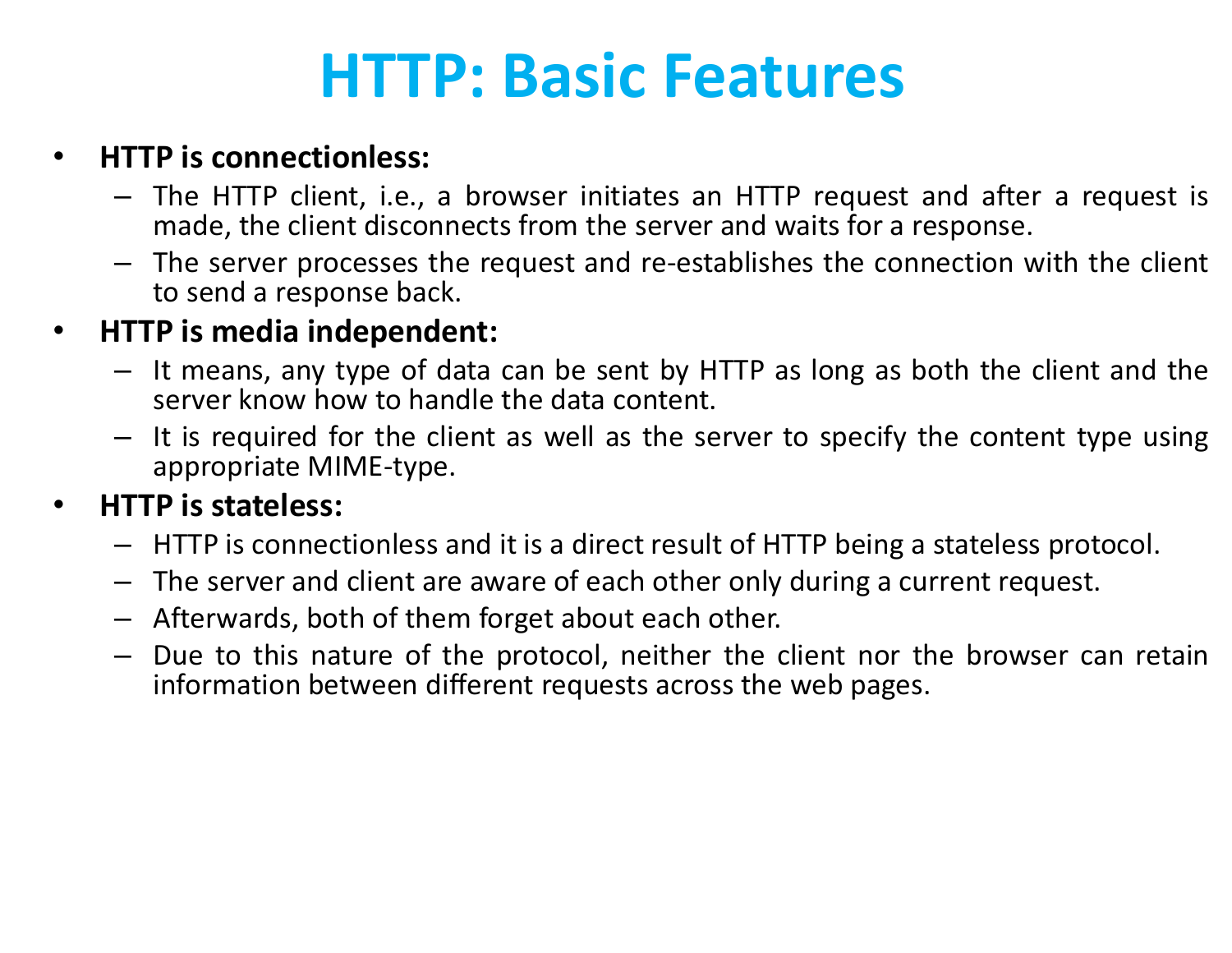# HTTP: Basic Features

- **HTTP is connectionless:**
  - The HTTP client, i.e., a browser initiates an HTTP request and after a request is made, the client disconnects from the server and waits for a response.
  - The server processes the request and re-establishes the connection with the client to send a response back.
- **HTTP is media independent:**
  - It means, any type of data can be sent by HTTP as long as both the client and the server know how to handle the data content.
  - It is required for the client as well as the server to specify the content type using appropriate MIME-type.
- **HTTP is stateless:**
  - HTTP is connectionless and it is a direct result of HTTP being a stateless protocol.
  - The server and client are aware of each other only during a current request.
  - Afterwards, both of them forget about each other.
  - Due to this nature of the protocol, neither the client nor the browser can retain information between different requests across the web pages.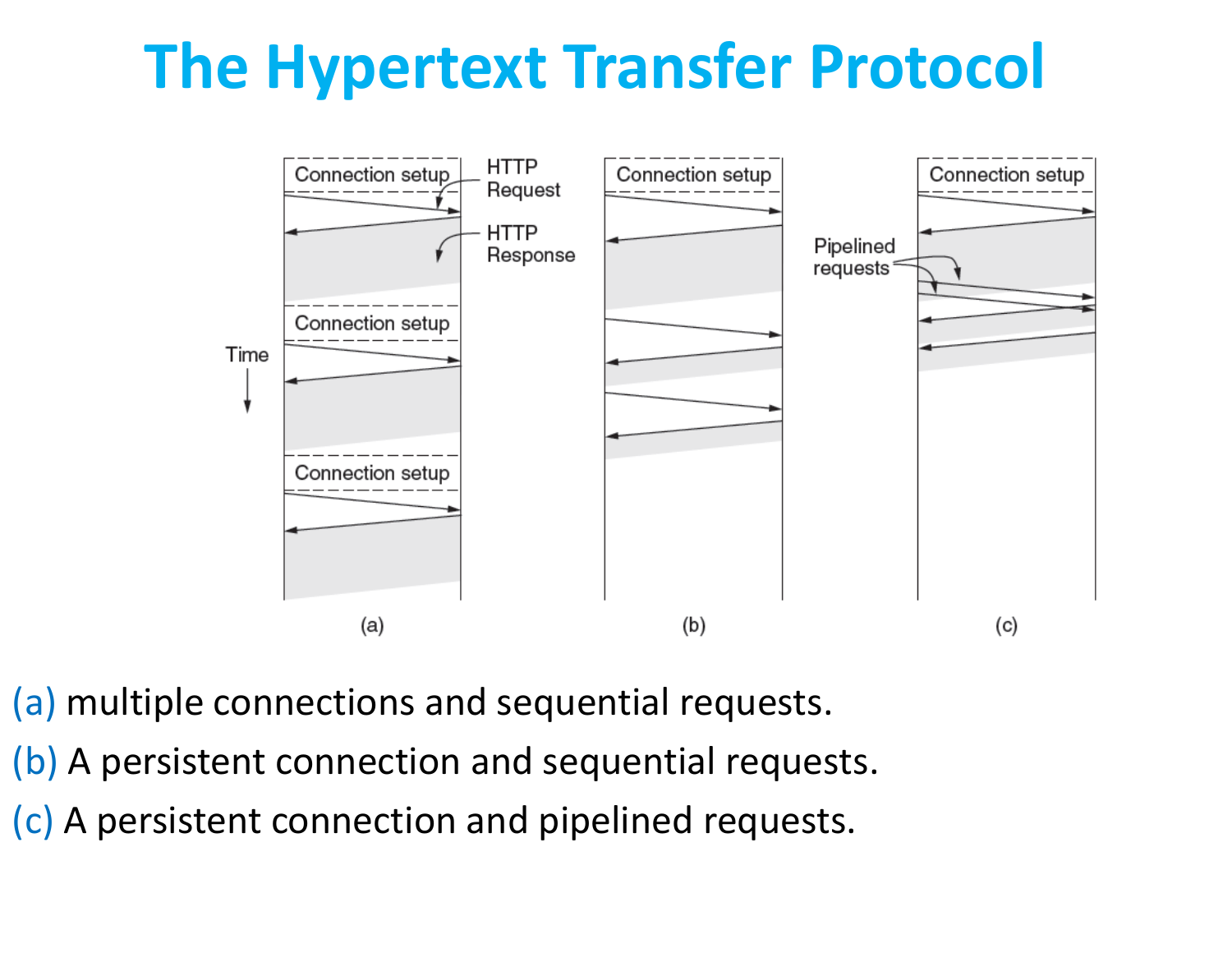# The Hypertext Transfer Protocol

(a) multiple connections and sequential requests.

(b) A persistent connection and sequential requests.

(c) A persistent connection and pipelined requests.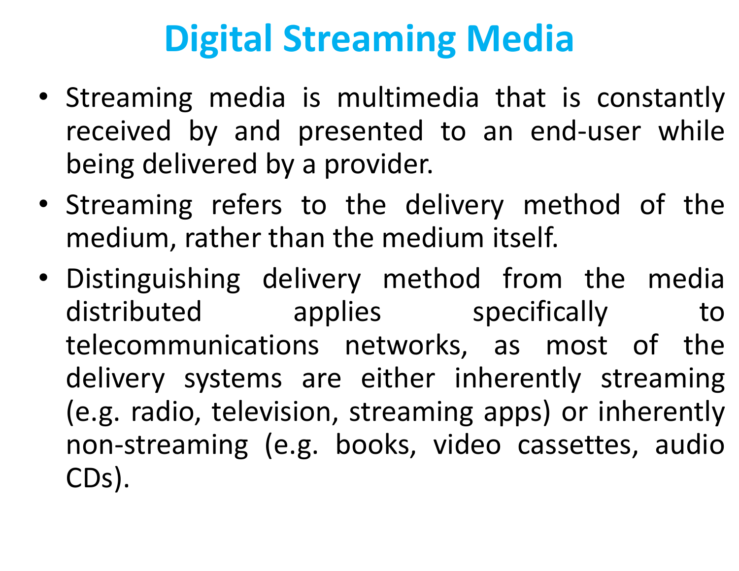# Digital Streaming Media

- Streaming media is multimedia that is constantly received by and presented to an end-user while being delivered by a provider.
- Streaming refers to the delivery method of the medium, rather than the medium itself.
- Distinguishing delivery method from the media distributed applies specifically to telecommunications networks, as most of the delivery systems are either inherently streaming (e.g. radio, television, streaming apps) or inherently non-streaming (e.g. books, video cassettes, audio CDs).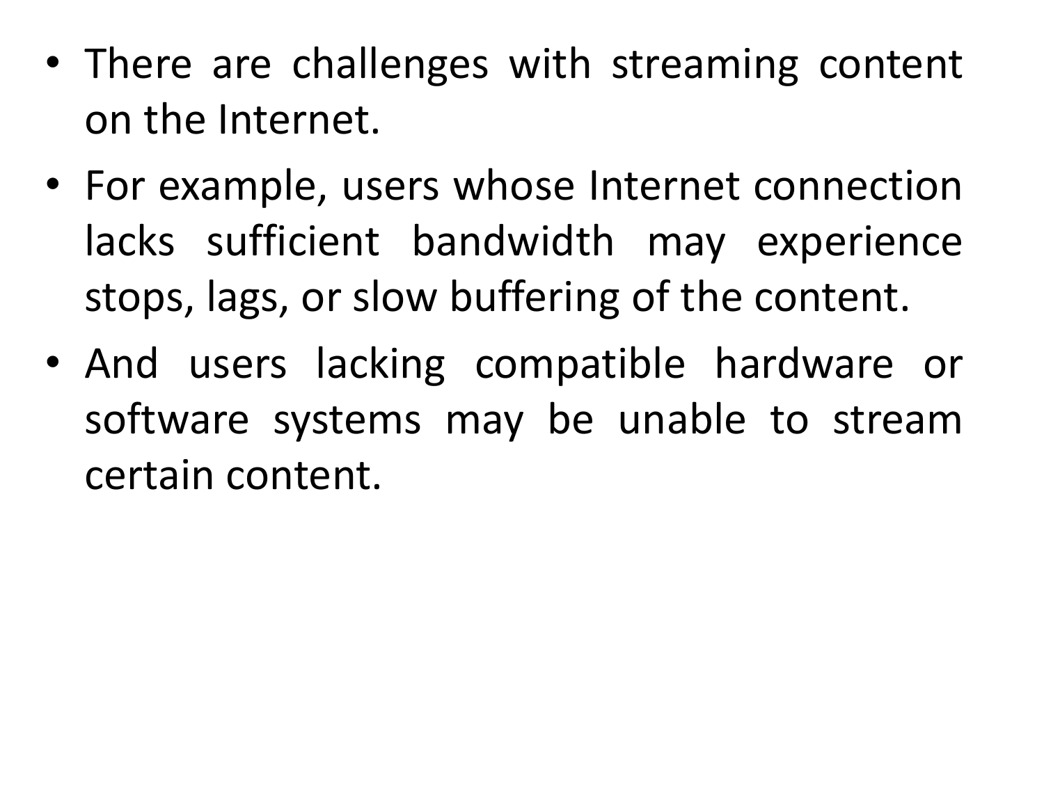- There are challenges with streaming content on the Internet.
- For example, users whose Internet connection lacks sufficient bandwidth may experience stops, lags, or slow buffering of the content.
- And users lacking compatible hardware or software systems may be unable to stream certain content.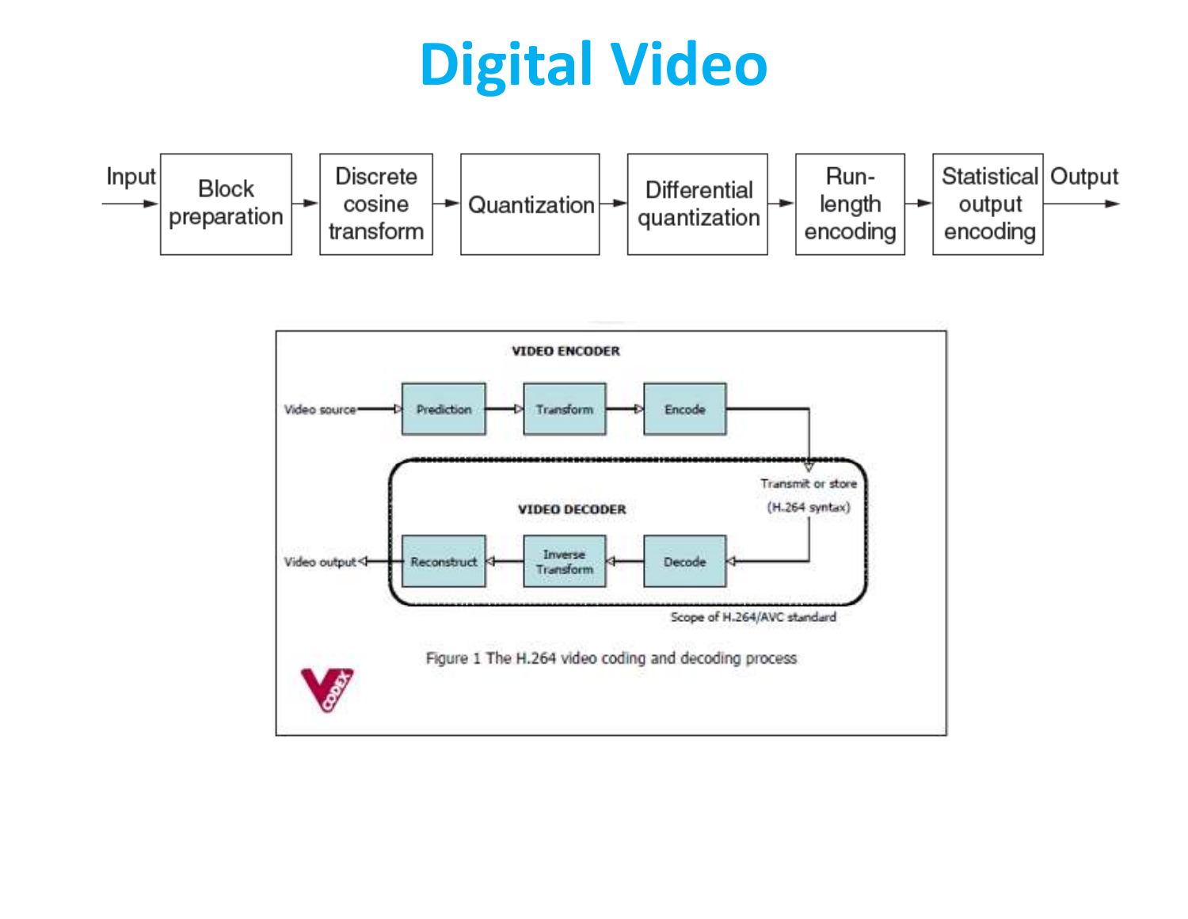# Digital Video

Input → Block preparation → Discrete cosine transform → Quantization → Differential quantization → Run-length encoding → Statistical output encoding → Output

VIDEO ENCODER

Video source → Prediction → Transform → Encode → Transmit or store (H.264 syntax)

VIDEO DECODER

Decode → Inverse Transform → Reconstruct → Video output

Scope of H.264/AVC standard

Figure 1 The H.264 video coding and decoding process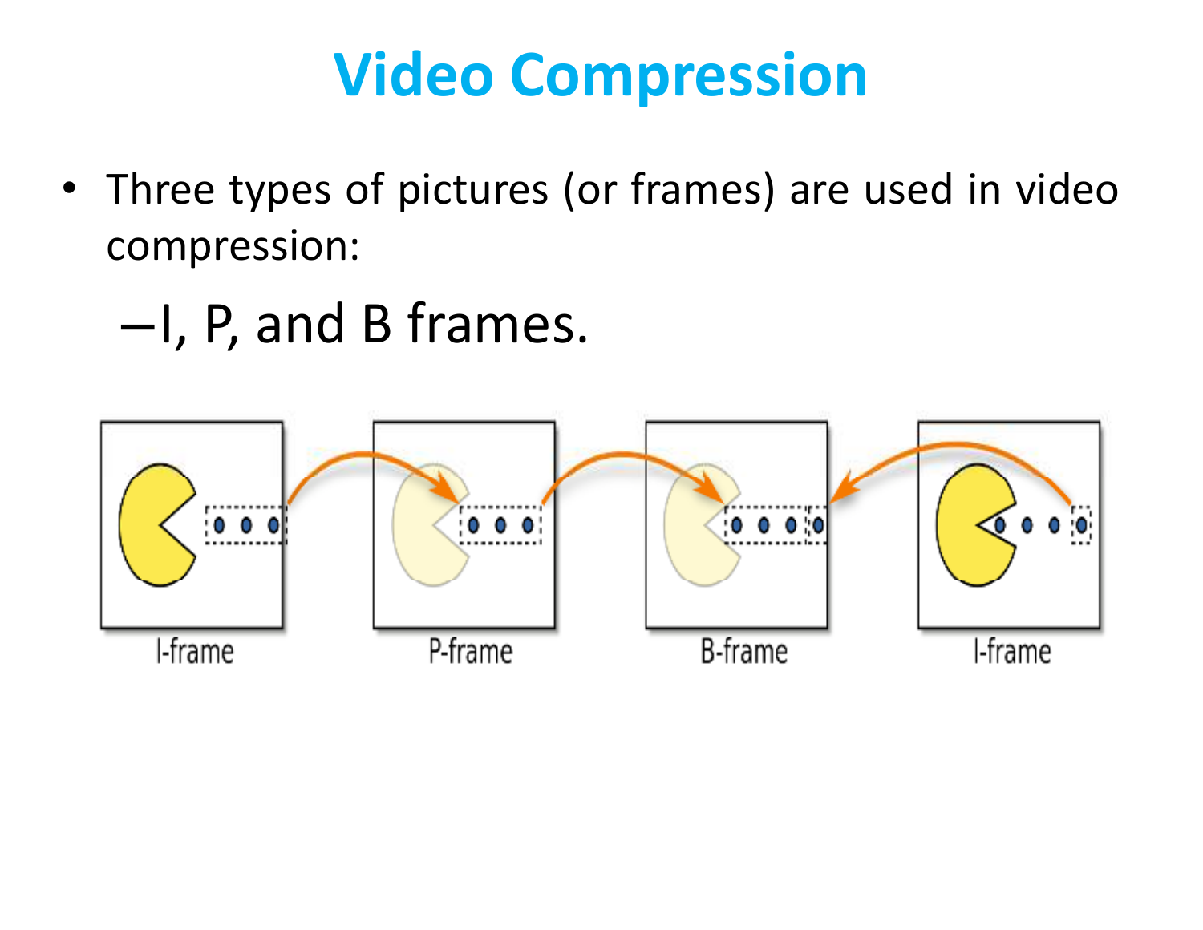# Video Compression

- Three types of pictures (or frames) are used in video compression:
  - I, P, and B frames.

I-frame P-frame B-frame I-frame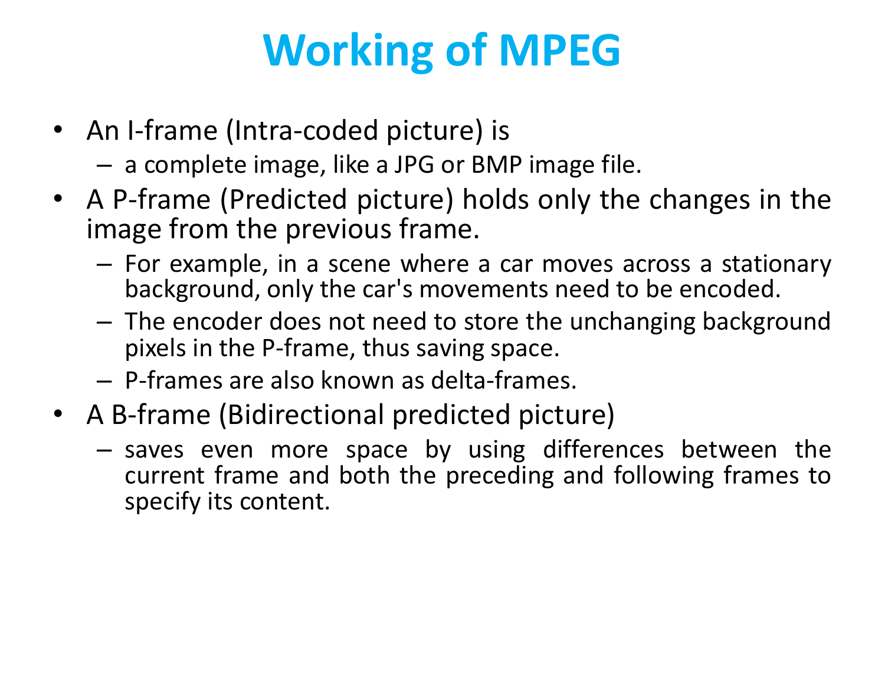# Working of MPEG

- An I-frame (Intra-coded picture) is
  - a complete image, like a JPG or BMP image file.
- A P-frame (Predicted picture) holds only the changes in the image from the previous frame.
  - For example, in a scene where a car moves across a stationary background, only the car's movements need to be encoded.
  - The encoder does not need to store the unchanging background pixels in the P-frame, thus saving space.
  - P-frames are also known as delta-frames.
- A B-frame (Bidirectional predicted picture)
  - saves even more space by using differences between the current frame and both the preceding and following frames to specify its content.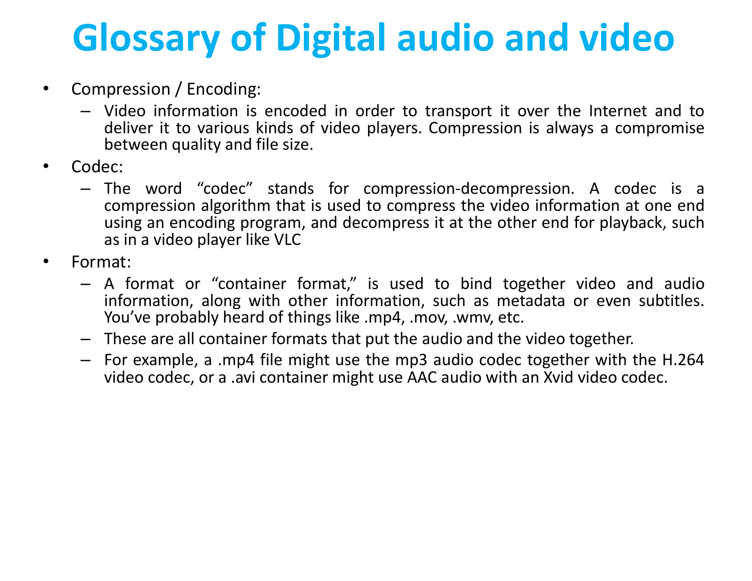# Glossary of Digital audio and video

- Compression / Encoding:
  - Video information is encoded in order to transport it over the Internet and to deliver it to various kinds of video players. Compression is always a compromise between quality and file size.
- Codec:
  - The word “codec” stands for compression-decompression. A codec is a compression algorithm that is used to compress the video information at one end using an encoding program, and decompress it at the other end for playback, such as in a video player like VLC
- Format:
  - A format or “container format,” is used to bind together video and audio information, along with other information, such as metadata or even subtitles. You’ve probably heard of things like .mp4, .mov, .wmv, etc.
  - These are all container formats that put the audio and the video together.
  - For example, a .mp4 file might use the mp3 audio codec together with the H.264 video codec, or a .avi container might use AAC audio with an Xvid video codec.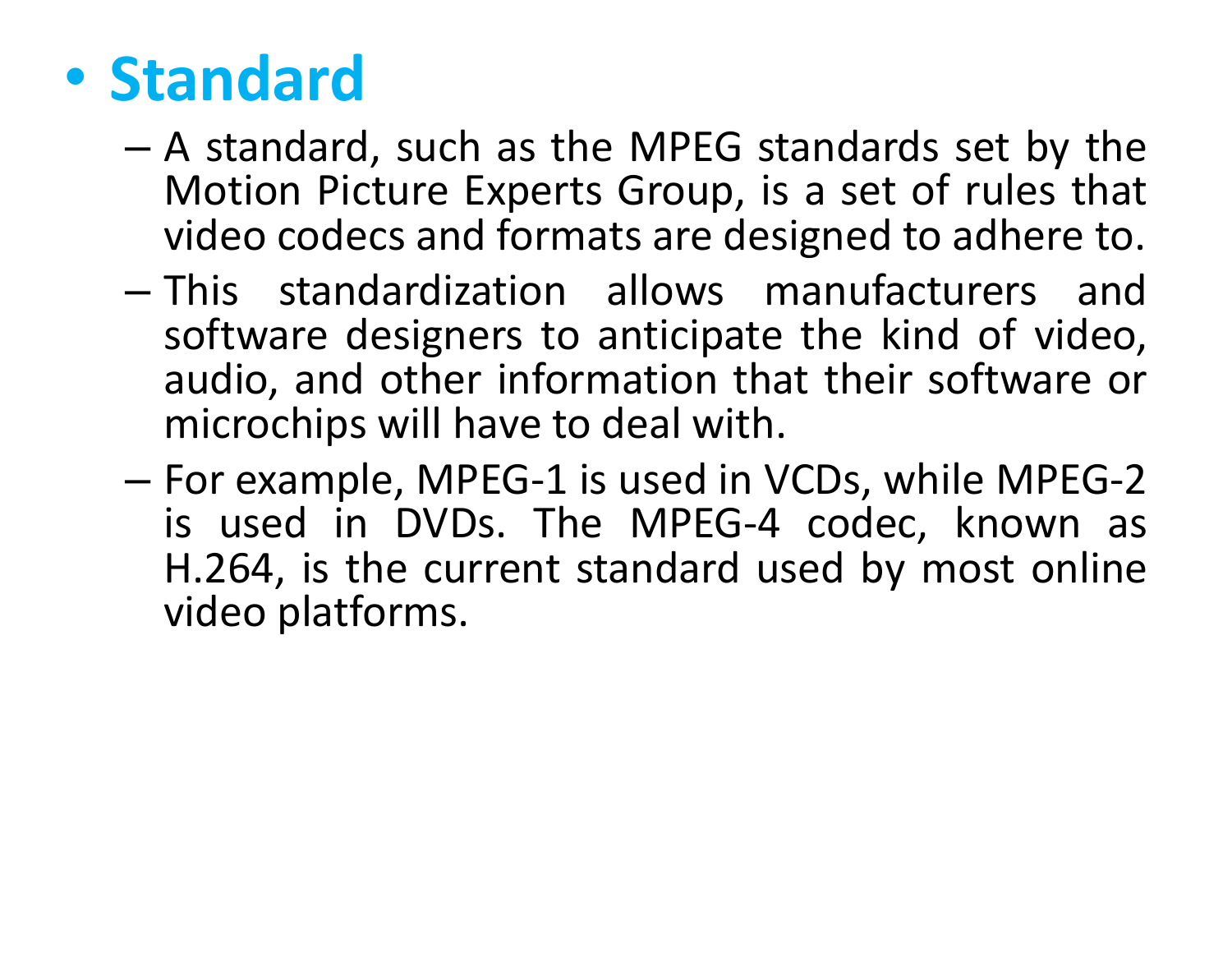- **Standard**
  - A standard, such as the MPEG standards set by the Motion Picture Experts Group, is a set of rules that video codecs and formats are designed to adhere to.
  - This standardization allows manufacturers and software designers to anticipate the kind of video, audio, and other information that their software or microchips will have to deal with.
  - For example, MPEG-1 is used in VCDs, while MPEG-2 is used in DVDs. The MPEG-4 codec, known as H.264, is the current standard used by most online video platforms.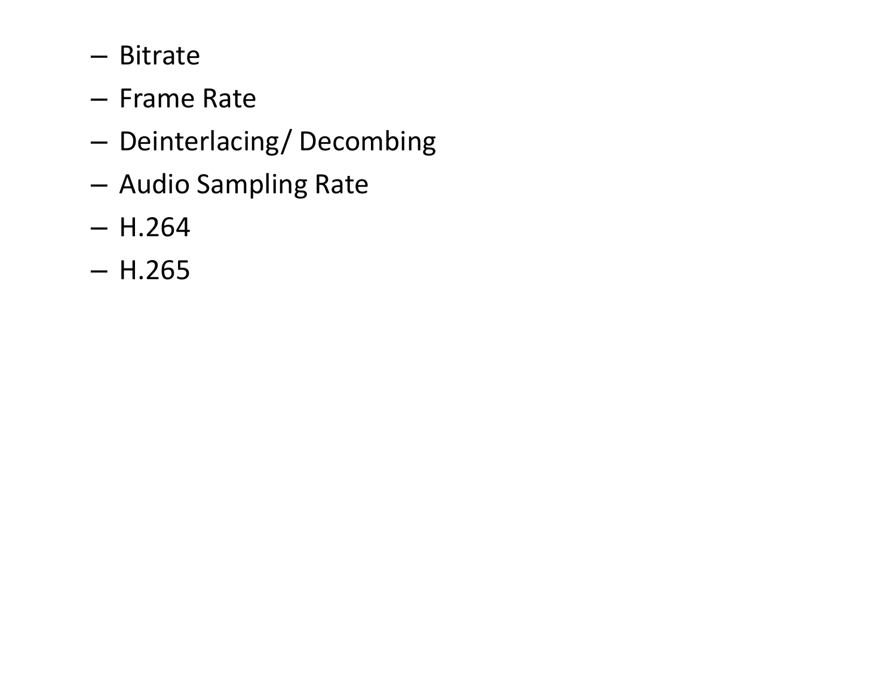- Bitrate
- Frame Rate
- Deinterlacing/ Decombing
- Audio Sampling Rate
- H.264
- H.265